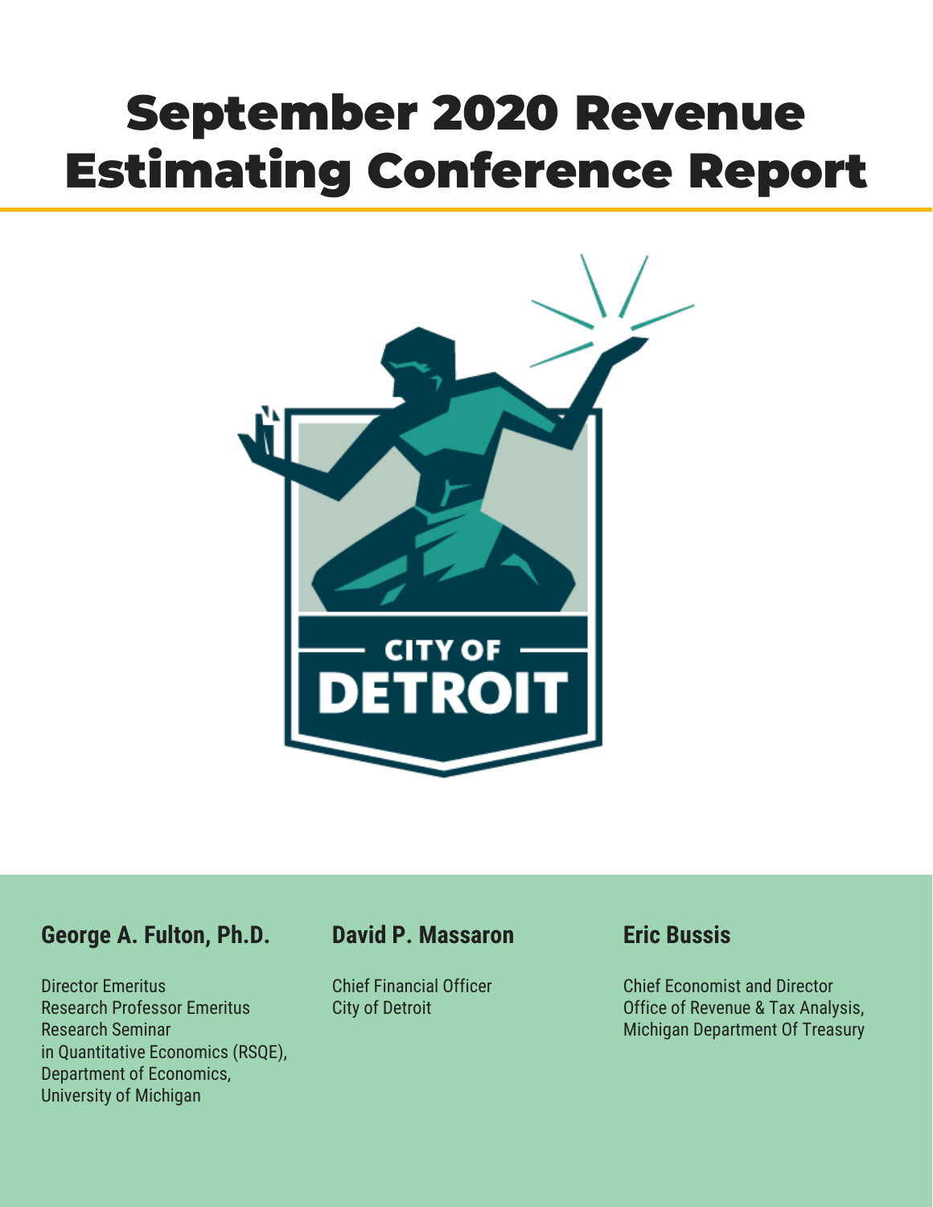# September 2020 Revenue Estimating Conference Report

CITY OF DETROIT

**George A. Fulton, Ph.D.**

Director Emeritus
Research Professor Emeritus
Research Seminar
in Quantitative Economics (RSQE),
Department of Economics,
University of Michigan

**David P. Massaron**

Chief Financial Officer
City of Detroit

**Eric Bussis**

Chief Economist and Director
Office of Revenue & Tax Analysis,
Michigan Department Of Treasury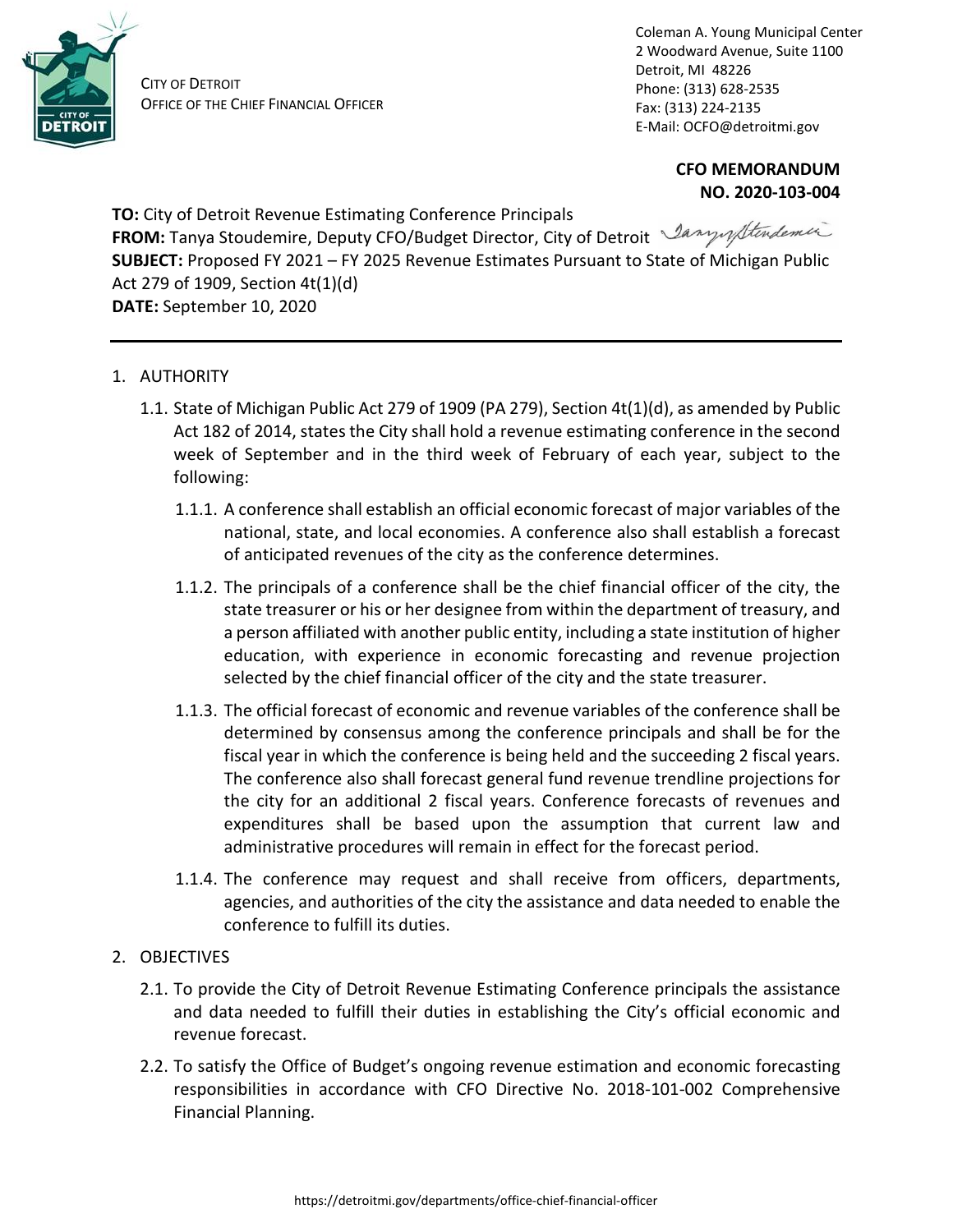CITY OF DETROIT
OFFICE OF THE CHIEF FINANCIAL OFFICER

Coleman A. Young Municipal Center
2 Woodward Avenue, Suite 1100
Detroit, MI 48226
Phone: (313) 628-2535
Fax: (313) 224-2135
E-Mail: OCFO@detroitmi.gov

**CFO MEMORANDUM**
**NO. 2020-103-004**

**TO:** City of Detroit Revenue Estimating Conference Principals
**FROM:** Tanya Stoudemire, Deputy CFO/Budget Director, City of Detroit
**SUBJECT:** Proposed FY 2021 – FY 2025 Revenue Estimates Pursuant to State of Michigan Public Act 279 of 1909, Section 4t(1)(d)
**DATE:** September 10, 2020

---

1. AUTHORITY

   1.1. State of Michigan Public Act 279 of 1909 (PA 279), Section 4t(1)(d), as amended by Public Act 182 of 2014, states the City shall hold a revenue estimating conference in the second week of September and in the third week of February of each year, subject to the following:

      1.1.1. A conference shall establish an official economic forecast of major variables of the national, state, and local economies. A conference also shall establish a forecast of anticipated revenues of the city as the conference determines.

      1.1.2. The principals of a conference shall be the chief financial officer of the city, the state treasurer or his or her designee from within the department of treasury, and a person affiliated with another public entity, including a state institution of higher education, with experience in economic forecasting and revenue projection selected by the chief financial officer of the city and the state treasurer.

      1.1.3. The official forecast of economic and revenue variables of the conference shall be determined by consensus among the conference principals and shall be for the fiscal year in which the conference is being held and the succeeding 2 fiscal years. The conference also shall forecast general fund revenue trendline projections for the city for an additional 2 fiscal years. Conference forecasts of revenues and expenditures shall be based upon the assumption that current law and administrative procedures will remain in effect for the forecast period.

      1.1.4. The conference may request and shall receive from officers, departments, agencies, and authorities of the city the assistance and data needed to enable the conference to fulfill its duties.

2. OBJECTIVES

   2.1. To provide the City of Detroit Revenue Estimating Conference principals the assistance and data needed to fulfill their duties in establishing the City's official economic and revenue forecast.

   2.2. To satisfy the Office of Budget's ongoing revenue estimation and economic forecasting responsibilities in accordance with CFO Directive No. 2018-101-002 Comprehensive Financial Planning.

https://detroitmi.gov/departments/office-chief-financial-officer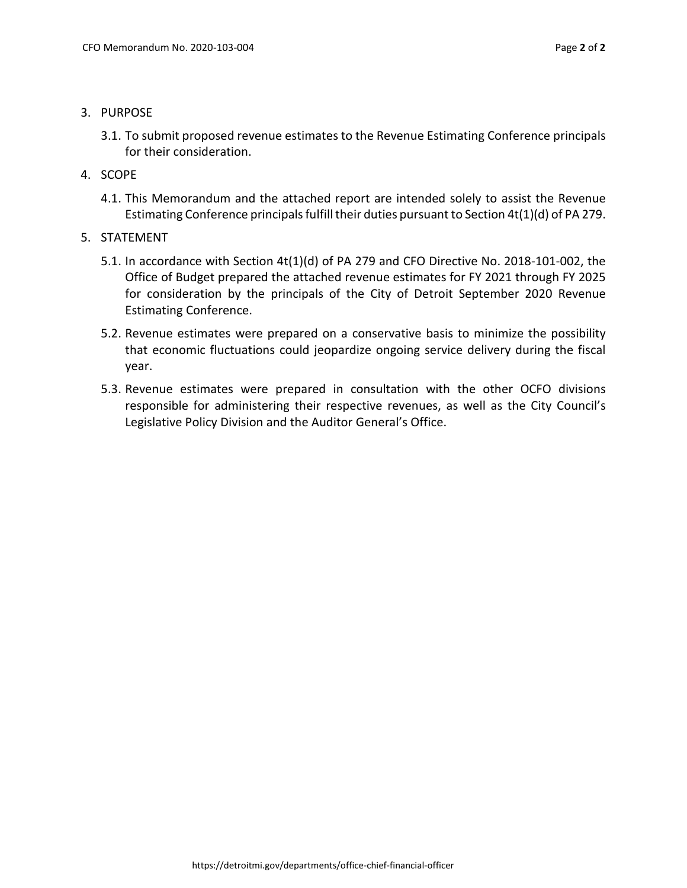3. PURPOSE

   3.1. To submit proposed revenue estimates to the Revenue Estimating Conference principals for their consideration.

4. SCOPE

   4.1. This Memorandum and the attached report are intended solely to assist the Revenue Estimating Conference principals fulfill their duties pursuant to Section 4t(1)(d) of PA 279.

5. STATEMENT

   5.1. In accordance with Section 4t(1)(d) of PA 279 and CFO Directive No. 2018-101-002, the Office of Budget prepared the attached revenue estimates for FY 2021 through FY 2025 for consideration by the principals of the City of Detroit September 2020 Revenue Estimating Conference.

   5.2. Revenue estimates were prepared on a conservative basis to minimize the possibility that economic fluctuations could jeopardize ongoing service delivery during the fiscal year.

   5.3. Revenue estimates were prepared in consultation with the other OCFO divisions responsible for administering their respective revenues, as well as the City Council's Legislative Policy Division and the Auditor General's Office.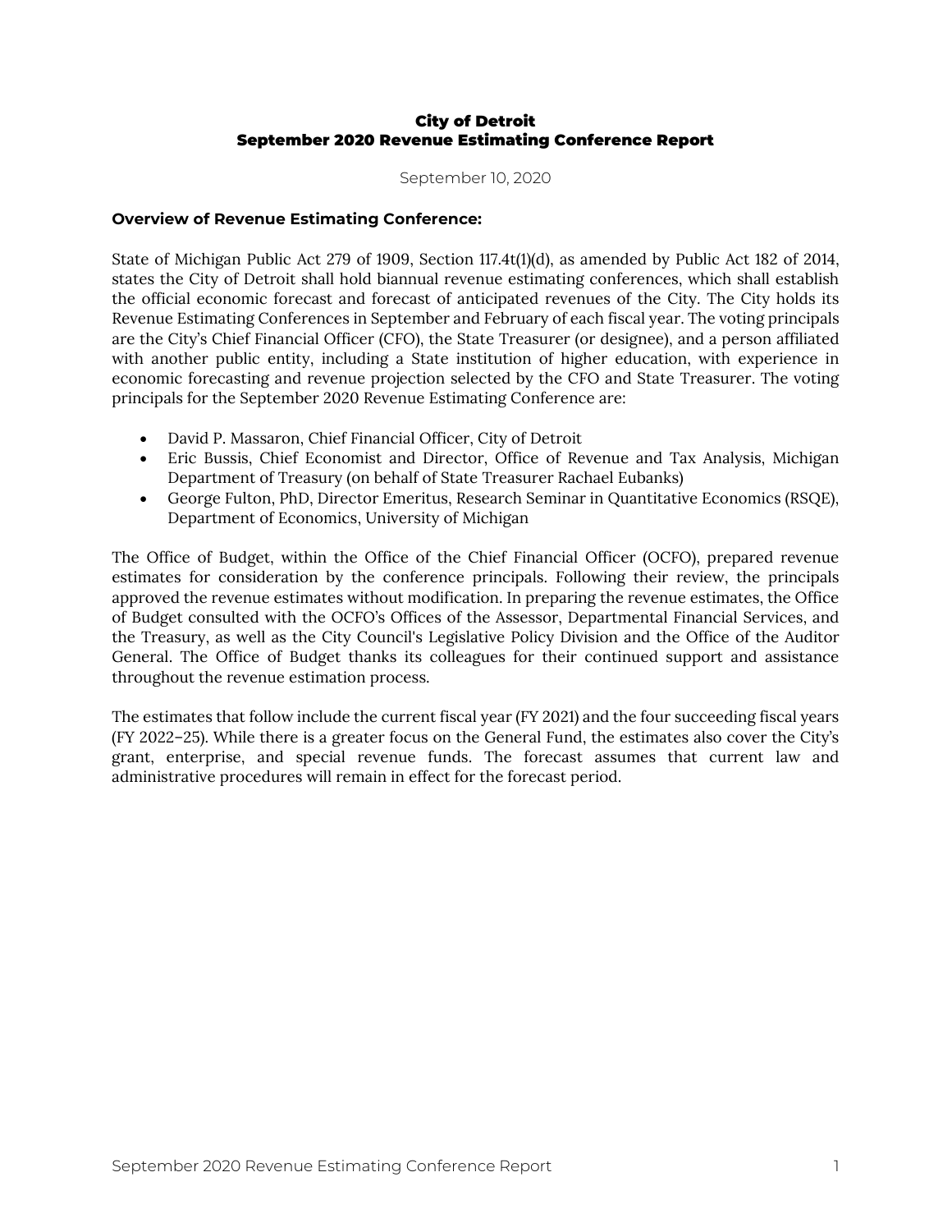**City of Detroit**
**September 2020 Revenue Estimating Conference Report**

September 10, 2020

### Overview of Revenue Estimating Conference:

State of Michigan Public Act 279 of 1909, Section 117.4t(1)(d), as amended by Public Act 182 of 2014, states the City of Detroit shall hold biannual revenue estimating conferences, which shall establish the official economic forecast and forecast of anticipated revenues of the City. The City holds its Revenue Estimating Conferences in September and February of each fiscal year. The voting principals are the City's Chief Financial Officer (CFO), the State Treasurer (or designee), and a person affiliated with another public entity, including a State institution of higher education, with experience in economic forecasting and revenue projection selected by the CFO and State Treasurer. The voting principals for the September 2020 Revenue Estimating Conference are:

- David P. Massaron, Chief Financial Officer, City of Detroit
- Eric Bussis, Chief Economist and Director, Office of Revenue and Tax Analysis, Michigan Department of Treasury (on behalf of State Treasurer Rachael Eubanks)
- George Fulton, PhD, Director Emeritus, Research Seminar in Quantitative Economics (RSQE), Department of Economics, University of Michigan

The Office of Budget, within the Office of the Chief Financial Officer (OCFO), prepared revenue estimates for consideration by the conference principals. Following their review, the principals approved the revenue estimates without modification. In preparing the revenue estimates, the Office of Budget consulted with the OCFO's Offices of the Assessor, Departmental Financial Services, and the Treasury, as well as the City Council's Legislative Policy Division and the Office of the Auditor General. The Office of Budget thanks its colleagues for their continued support and assistance throughout the revenue estimation process.

The estimates that follow include the current fiscal year (FY 2021) and the four succeeding fiscal years (FY 2022–25). While there is a greater focus on the General Fund, the estimates also cover the City's grant, enterprise, and special revenue funds. The forecast assumes that current law and administrative procedures will remain in effect for the forecast period.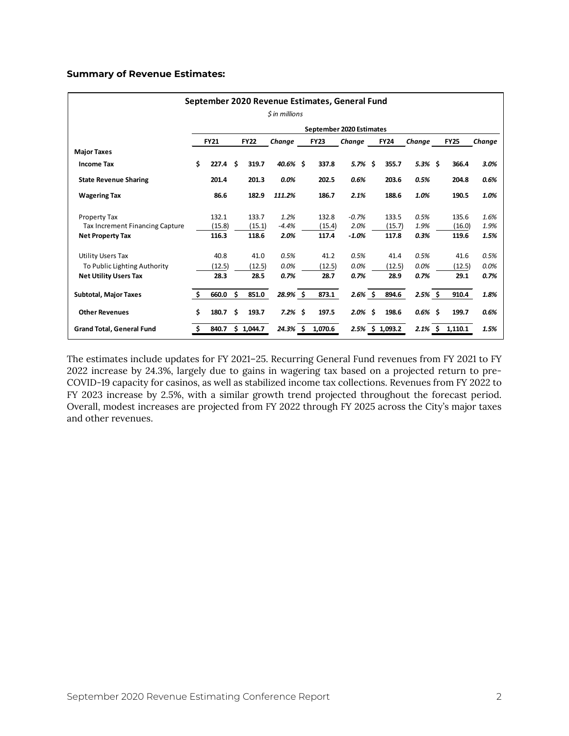**Summary of Revenue Estimates:**

| September 2020 Revenue Estimates, General Fund | | | | | | | | | |
|---|---|---|---|---|---|---|---|---|---|
| *$ in millions* | | | | | | | | | |
| | | | | September 2020 Estimates | | | | | |
| | FY21 | FY22 | Change | FY23 | Change | FY24 | Change | FY25 | Change |
| **Major Taxes** | | | | | | | | | |
| **Income Tax** | $ 227.4 | $ 319.7 | 40.6% | $ 337.8 | 5.7% | $ 355.7 | 5.3% | $ 366.4 | 3.0% |
| **State Revenue Sharing** | 201.4 | 201.3 | 0.0% | 202.5 | 0.6% | 203.6 | 0.5% | 204.8 | 0.6% |
| **Wagering Tax** | 86.6 | 182.9 | 111.2% | 186.7 | 2.1% | 188.6 | 1.0% | 190.5 | 1.0% |
| Property Tax | 132.1 | 133.7 | 1.2% | 132.8 | -0.7% | 133.5 | 0.5% | 135.6 | 1.6% |
| Tax Increment Financing Capture | (15.8) | (15.1) | -4.4% | (15.4) | 2.0% | (15.7) | 1.9% | (16.0) | 1.9% |
| **Net Property Tax** | 116.3 | 118.6 | 2.0% | 117.4 | -1.0% | 117.8 | 0.3% | 119.6 | 1.5% |
| Utility Users Tax | 40.8 | 41.0 | 0.5% | 41.2 | 0.5% | 41.4 | 0.5% | 41.6 | 0.5% |
| To Public Lighting Authority | (12.5) | (12.5) | 0.0% | (12.5) | 0.0% | (12.5) | 0.0% | (12.5) | 0.0% |
| **Net Utility Users Tax** | 28.3 | 28.5 | 0.7% | 28.7 | 0.7% | 28.9 | 0.7% | 29.1 | 0.7% |
| **Subtotal, Major Taxes** | $ 660.0 | $ 851.0 | 28.9% | $ 873.1 | 2.6% | $ 894.6 | 2.5% | $ 910.4 | 1.8% |
| **Other Revenues** | $ 180.7 | $ 193.7 | 7.2% | $ 197.5 | 2.0% | $ 198.6 | 0.6% | $ 199.7 | 0.6% |
| **Grand Total, General Fund** | $ 840.7 | $ 1,044.7 | 24.3% | $ 1,070.6 | 2.5% | $ 1,093.2 | 2.1% | $ 1,110.1 | 1.5% |

The estimates include updates for FY 2021–25. Recurring General Fund revenues from FY 2021 to FY 2022 increase by 24.3%, largely due to gains in wagering tax based on a projected return to pre-COVID-19 capacity for casinos, as well as stabilized income tax collections. Revenues from FY 2022 to FY 2023 increase by 2.5%, with a similar growth trend projected throughout the forecast period. Overall, modest increases are projected from FY 2022 through FY 2025 across the City's major taxes and other revenues.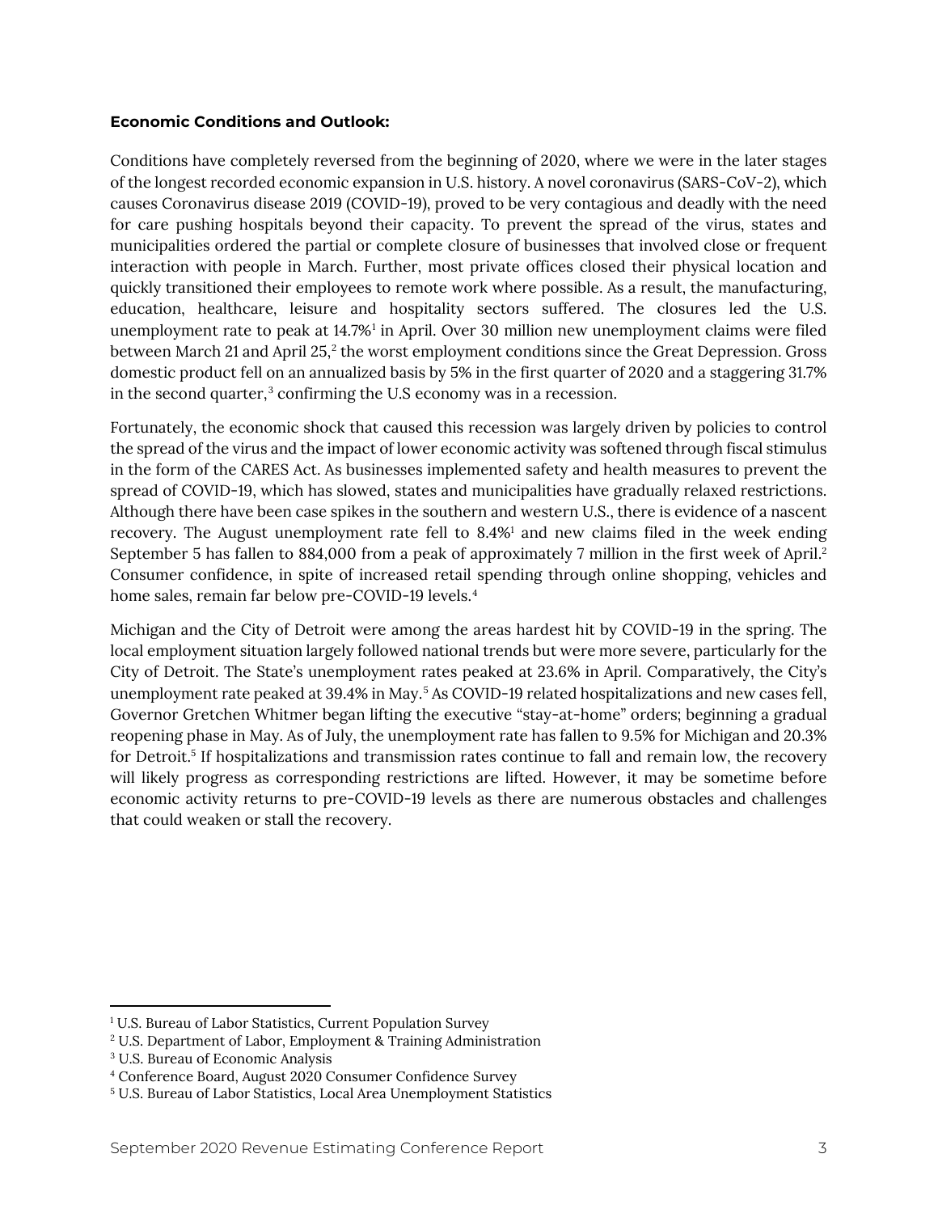**Economic Conditions and Outlook:**

Conditions have completely reversed from the beginning of 2020, where we were in the later stages of the longest recorded economic expansion in U.S. history. A novel coronavirus (SARS-CoV-2), which causes Coronavirus disease 2019 (COVID-19), proved to be very contagious and deadly with the need for care pushing hospitals beyond their capacity. To prevent the spread of the virus, states and municipalities ordered the partial or complete closure of businesses that involved close or frequent interaction with people in March. Further, most private offices closed their physical location and quickly transitioned their employees to remote work where possible. As a result, the manufacturing, education, healthcare, leisure and hospitality sectors suffered. The closures led the U.S. unemployment rate to peak at 14.7%[1] in April. Over 30 million new unemployment claims were filed between March 21 and April 25,[2] the worst employment conditions since the Great Depression. Gross domestic product fell on an annualized basis by 5% in the first quarter of 2020 and a staggering 31.7% in the second quarter,[3] confirming the U.S economy was in a recession.

Fortunately, the economic shock that caused this recession was largely driven by policies to control the spread of the virus and the impact of lower economic activity was softened through fiscal stimulus in the form of the CARES Act. As businesses implemented safety and health measures to prevent the spread of COVID-19, which has slowed, states and municipalities have gradually relaxed restrictions. Although there have been case spikes in the southern and western U.S., there is evidence of a nascent recovery. The August unemployment rate fell to 8.4%[1] and new claims filed in the week ending September 5 has fallen to 884,000 from a peak of approximately 7 million in the first week of April.[2] Consumer confidence, in spite of increased retail spending through online shopping, vehicles and home sales, remain far below pre-COVID-19 levels.[4]

Michigan and the City of Detroit were among the areas hardest hit by COVID-19 in the spring. The local employment situation largely followed national trends but were more severe, particularly for the City of Detroit. The State's unemployment rates peaked at 23.6% in April. Comparatively, the City's unemployment rate peaked at 39.4% in May.[5] As COVID-19 related hospitalizations and new cases fell, Governor Gretchen Whitmer began lifting the executive "stay-at-home" orders; beginning a gradual reopening phase in May. As of July, the unemployment rate has fallen to 9.5% for Michigan and 20.3% for Detroit.[5] If hospitalizations and transmission rates continue to fall and remain low, the recovery will likely progress as corresponding restrictions are lifted. However, it may be sometime before economic activity returns to pre-COVID-19 levels as there are numerous obstacles and challenges that could weaken or stall the recovery.

---

[1] U.S. Bureau of Labor Statistics, Current Population Survey

[2] U.S. Department of Labor, Employment & Training Administration

[3] U.S. Bureau of Economic Analysis

[4] Conference Board, August 2020 Consumer Confidence Survey

[5] U.S. Bureau of Labor Statistics, Local Area Unemployment Statistics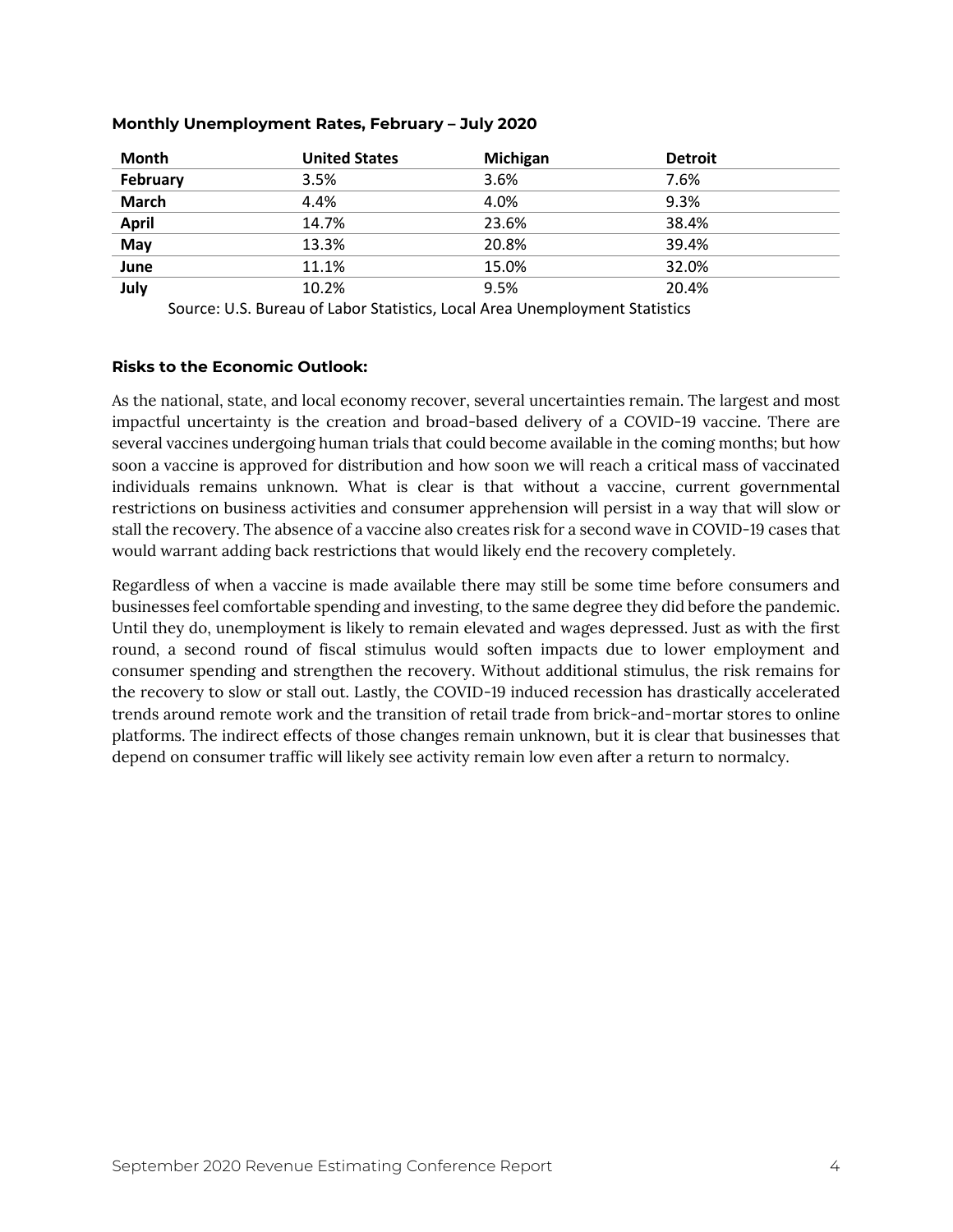**Monthly Unemployment Rates, February – July 2020**

| Month | United States | Michigan | Detroit |
|---|---|---|---|
| **February** | 3.5% | 3.6% | 7.6% |
| **March** | 4.4% | 4.0% | 9.3% |
| **April** | 14.7% | 23.6% | 38.4% |
| **May** | 13.3% | 20.8% | 39.4% |
| **June** | 11.1% | 15.0% | 32.0% |
| **July** | 10.2% | 9.5% | 20.4% |

Source: U.S. Bureau of Labor Statistics, Local Area Unemployment Statistics

**Risks to the Economic Outlook:**

As the national, state, and local economy recover, several uncertainties remain. The largest and most impactful uncertainty is the creation and broad-based delivery of a COVID-19 vaccine. There are several vaccines undergoing human trials that could become available in the coming months; but how soon a vaccine is approved for distribution and how soon we will reach a critical mass of vaccinated individuals remains unknown. What is clear is that without a vaccine, current governmental restrictions on business activities and consumer apprehension will persist in a way that will slow or stall the recovery. The absence of a vaccine also creates risk for a second wave in COVID-19 cases that would warrant adding back restrictions that would likely end the recovery completely.

Regardless of when a vaccine is made available there may still be some time before consumers and businesses feel comfortable spending and investing, to the same degree they did before the pandemic. Until they do, unemployment is likely to remain elevated and wages depressed. Just as with the first round, a second round of fiscal stimulus would soften impacts due to lower employment and consumer spending and strengthen the recovery. Without additional stimulus, the risk remains for the recovery to slow or stall out. Lastly, the COVID-19 induced recession has drastically accelerated trends around remote work and the transition of retail trade from brick-and-mortar stores to online platforms. The indirect effects of those changes remain unknown, but it is clear that businesses that depend on consumer traffic will likely see activity remain low even after a return to normalcy.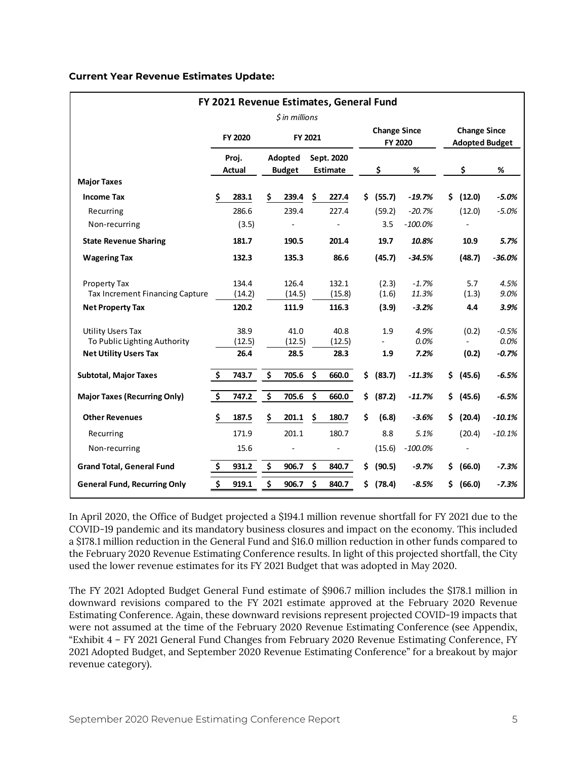**Current Year Revenue Estimates Update:**

| FY 2021 Revenue Estimates, General Fund<br>*$ in millions* | FY 2020 | FY 2021 | | Change Since FY 2020 | | Change Since Adopted Budget | |
|---|---|---|---|---|---|---|---|
| | Proj. Actual | Adopted Budget | Sept. 2020 Estimate | $ | % | $ | % |
| **Major Taxes** | | | | | | | |
| **Income Tax** | **$ 283.1** | **$ 239.4** | **$ 227.4** | **$ (55.7)** | ***-19.7%*** | **$ (12.0)** | ***-5.0%*** |
| Recurring | 286.6 | 239.4 | 227.4 | (59.2) | *-20.7%* | (12.0) | *-5.0%* |
| Non-recurring | (3.5) | - | - | 3.5 | *-100.0%* | - | |
| **State Revenue Sharing** | **181.7** | **190.5** | **201.4** | **19.7** | ***10.8%*** | **10.9** | ***5.7%*** |
| **Wagering Tax** | **132.3** | **135.3** | **86.6** | **(45.7)** | ***-34.5%*** | **(48.7)** | ***-36.0%*** |
| Property Tax | 134.4 | 126.4 | 132.1 | (2.3) | *-1.7%* | 5.7 | *4.5%* |
| Tax Increment Financing Capture | (14.2) | (14.5) | (15.8) | (1.6) | *11.3%* | (1.3) | *9.0%* |
| **Net Property Tax** | **120.2** | **111.9** | **116.3** | **(3.9)** | ***-3.2%*** | **4.4** | ***3.9%*** |
| Utility Users Tax | 38.9 | 41.0 | 40.8 | 1.9 | *4.9%* | (0.2) | *-0.5%* |
| To Public Lighting Authority | (12.5) | (12.5) | (12.5) | - | *0.0%* | - | *0.0%* |
| **Net Utility Users Tax** | **26.4** | **28.5** | **28.3** | **1.9** | ***7.2%*** | **(0.2)** | ***-0.7%*** |
| **Subtotal, Major Taxes** | **$ 743.7** | **$ 705.6** | **$ 660.0** | **$ (83.7)** | ***-11.3%*** | **$ (45.6)** | ***-6.5%*** |
| **Major Taxes (Recurring Only)** | **$ 747.2** | **$ 705.6** | **$ 660.0** | **$ (87.2)** | ***-11.7%*** | **$ (45.6)** | ***-6.5%*** |
| **Other Revenues** | **$ 187.5** | **$ 201.1** | **$ 180.7** | **$ (6.8)** | ***-3.6%*** | **$ (20.4)** | ***-10.1%*** |
| Recurring | 171.9 | 201.1 | 180.7 | 8.8 | *5.1%* | (20.4) | *-10.1%* |
| Non-recurring | 15.6 | - | - | (15.6) | *-100.0%* | - | |
| **Grand Total, General Fund** | **$ 931.2** | **$ 906.7** | **$ 840.7** | **$ (90.5)** | ***-9.7%*** | **$ (66.0)** | ***-7.3%*** |
| **General Fund, Recurring Only** | **$ 919.1** | **$ 906.7** | **$ 840.7** | **$ (78.4)** | ***-8.5%*** | **$ (66.0)** | ***-7.3%*** |

In April 2020, the Office of Budget projected a $194.1 million revenue shortfall for FY 2021 due to the COVID-19 pandemic and its mandatory business closures and impact on the economy. This included a $178.1 million reduction in the General Fund and $16.0 million reduction in other funds compared to the February 2020 Revenue Estimating Conference results. In light of this projected shortfall, the City used the lower revenue estimates for its FY 2021 Budget that was adopted in May 2020.

The FY 2021 Adopted Budget General Fund estimate of $906.7 million includes the $178.1 million in downward revisions compared to the FY 2021 estimate approved at the February 2020 Revenue Estimating Conference. Again, these downward revisions represent projected COVID-19 impacts that were not assumed at the time of the February 2020 Revenue Estimating Conference (see Appendix, "Exhibit 4 – FY 2021 General Fund Changes from February 2020 Revenue Estimating Conference, FY 2021 Adopted Budget, and September 2020 Revenue Estimating Conference" for a breakout by major revenue category).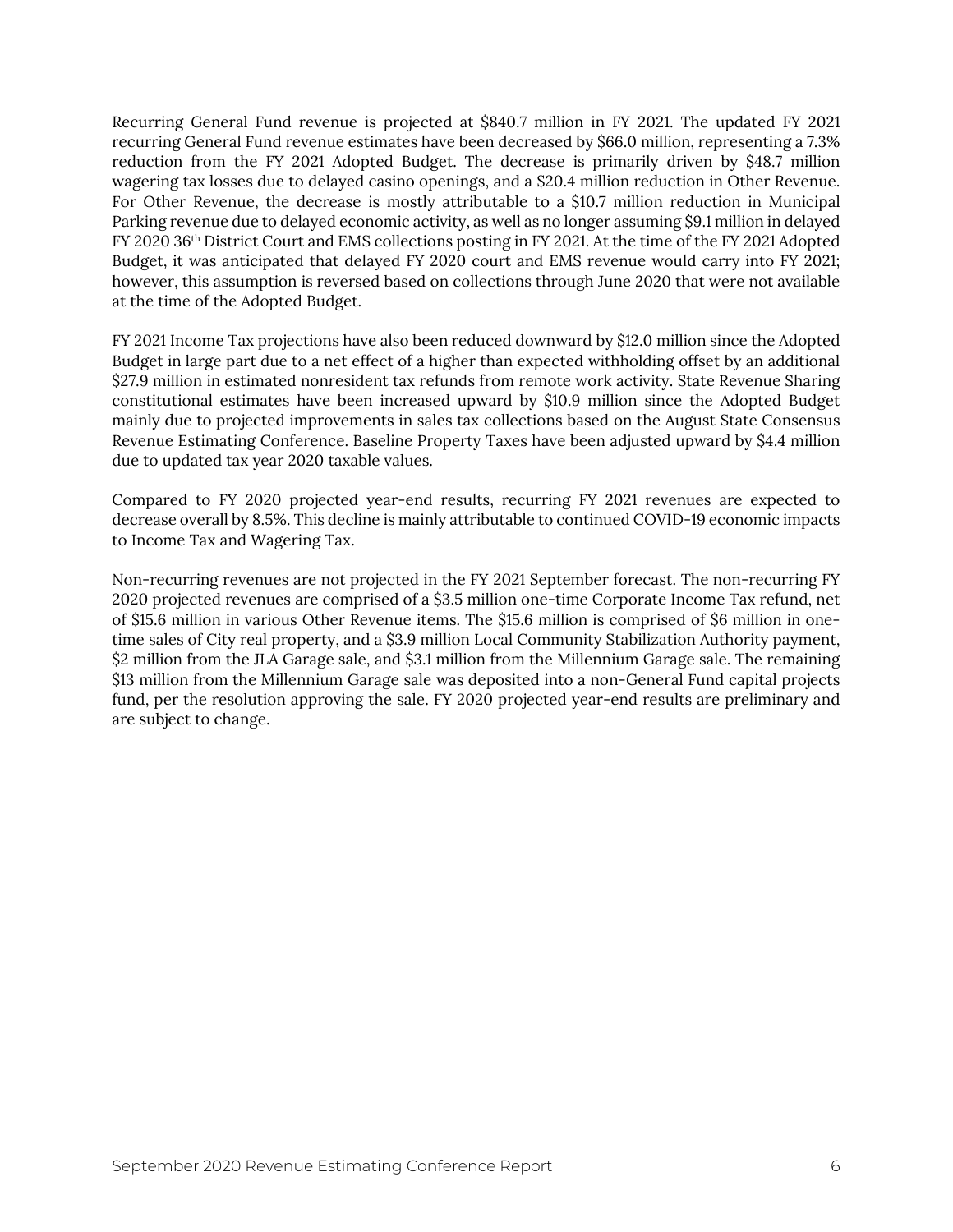Recurring General Fund revenue is projected at $840.7 million in FY 2021. The updated FY 2021 recurring General Fund revenue estimates have been decreased by $66.0 million, representing a 7.3% reduction from the FY 2021 Adopted Budget. The decrease is primarily driven by $48.7 million wagering tax losses due to delayed casino openings, and a $20.4 million reduction in Other Revenue. For Other Revenue, the decrease is mostly attributable to a $10.7 million reduction in Municipal Parking revenue due to delayed economic activity, as well as no longer assuming $9.1 million in delayed FY 2020 36th District Court and EMS collections posting in FY 2021. At the time of the FY 2021 Adopted Budget, it was anticipated that delayed FY 2020 court and EMS revenue would carry into FY 2021; however, this assumption is reversed based on collections through June 2020 that were not available at the time of the Adopted Budget.

FY 2021 Income Tax projections have also been reduced downward by $12.0 million since the Adopted Budget in large part due to a net effect of a higher than expected withholding offset by an additional $27.9 million in estimated nonresident tax refunds from remote work activity. State Revenue Sharing constitutional estimates have been increased upward by $10.9 million since the Adopted Budget mainly due to projected improvements in sales tax collections based on the August State Consensus Revenue Estimating Conference. Baseline Property Taxes have been adjusted upward by $4.4 million due to updated tax year 2020 taxable values.

Compared to FY 2020 projected year-end results, recurring FY 2021 revenues are expected to decrease overall by 8.5%. This decline is mainly attributable to continued COVID-19 economic impacts to Income Tax and Wagering Tax.

Non-recurring revenues are not projected in the FY 2021 September forecast. The non-recurring FY 2020 projected revenues are comprised of a $3.5 million one-time Corporate Income Tax refund, net of $15.6 million in various Other Revenue items. The $15.6 million is comprised of $6 million in one-time sales of City real property, and a $3.9 million Local Community Stabilization Authority payment, $2 million from the JLA Garage sale, and $3.1 million from the Millennium Garage sale. The remaining $13 million from the Millennium Garage sale was deposited into a non-General Fund capital projects fund, per the resolution approving the sale. FY 2020 projected year-end results are preliminary and are subject to change.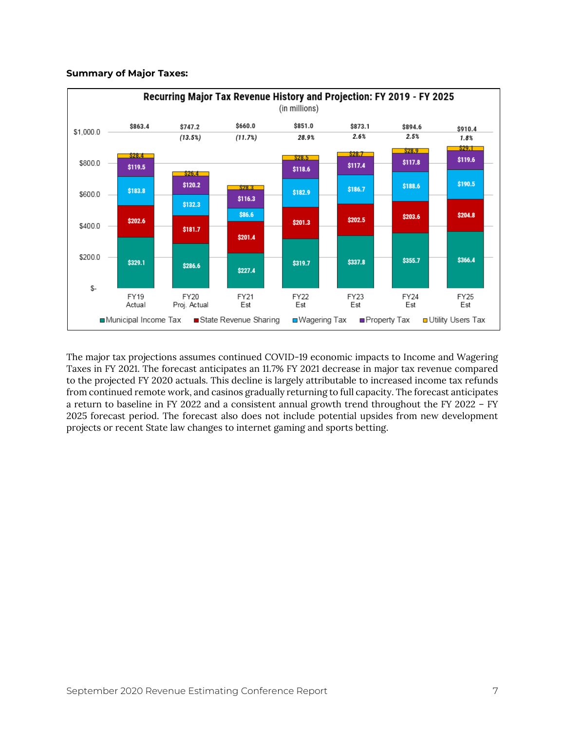**Summary of Major Taxes:**

**Recurring Major Tax Revenue History and Projection: FY 2019 - FY 2025**
(in millions)

| | FY19 Actual | FY20 Proj. Actual | FY21 Est | FY22 Est | FY23 Est | FY24 Est | FY25 Est |
|---|---|---|---|---|---|---|---|
| Utility Users Tax | $28.4 | $26.4 | $28.3 | $28.5 | $28.7 | $28.9 | $29.1 |
| Property Tax | $119.5 | $120.2 | $116.3 | $118.6 | $117.4 | $117.8 | $119.6 |
| Wagering Tax | $183.8 | $132.3 | $86.6 | $182.9 | $186.7 | $188.6 | $190.5 |
| State Revenue Sharing | $202.6 | $181.7 | $201.4 | $201.3 | $202.5 | $203.6 | $204.8 |
| Municipal Income Tax | $329.1 | $286.6 | $227.4 | $319.7 | $337.8 | $355.7 | $366.4 |
| Total | $863.4 | $747.2 | $660.0 | $851.0 | $873.1 | $894.6 | $910.4 |
| % Change | | (13.5%) | (11.7%) | 28.9% | 2.6% | 2.5% | 1.8% |

The major tax projections assumes continued COVID-19 economic impacts to Income and Wagering Taxes in FY 2021. The forecast anticipates an 11.7% FY 2021 decrease in major tax revenue compared to the projected FY 2020 actuals. This decline is largely attributable to increased income tax refunds from continued remote work, and casinos gradually returning to full capacity. The forecast anticipates a return to baseline in FY 2022 and a consistent annual growth trend throughout the FY 2022 – FY 2025 forecast period. The forecast also does not include potential upsides from new development projects or recent State law changes to internet gaming and sports betting.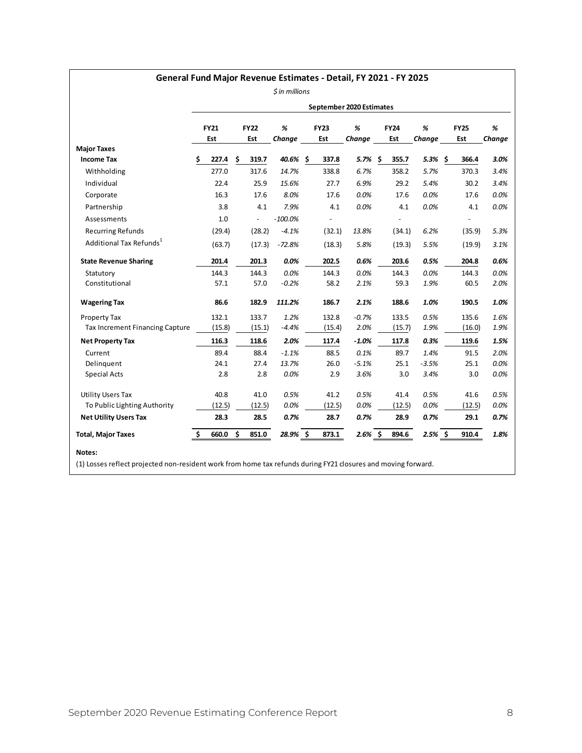## General Fund Major Revenue Estimates - Detail, FY 2021 - FY 2025

*$ in millions*

| | September 2020 Estimates | | | | | | | | |
|---|---|---|---|---|---|---|---|---|---|
| | FY21 Est | FY22 Est | % Change | FY23 Est | % Change | FY24 Est | % Change | FY25 Est | % Change |
| **Major Taxes** | | | | | | | | | |
| **Income Tax** | **$ 227.4** | **$ 319.7** | ***40.6%*** | **$ 337.8** | ***5.7%*** | **$ 355.7** | ***5.3%*** | **$ 366.4** | ***3.0%*** |
| Withholding | 277.0 | 317.6 | *14.7%* | 338.8 | *6.7%* | 358.2 | *5.7%* | 370.3 | *3.4%* |
| Individual | 22.4 | 25.9 | *15.6%* | 27.7 | *6.9%* | 29.2 | *5.4%* | 30.2 | *3.4%* |
| Corporate | 16.3 | 17.6 | *8.0%* | 17.6 | *0.0%* | 17.6 | *0.0%* | 17.6 | *0.0%* |
| Partnership | 3.8 | 4.1 | *7.9%* | 4.1 | *0.0%* | 4.1 | *0.0%* | 4.1 | *0.0%* |
| Assessments | 1.0 | - | *-100.0%* | - | | - | | - | |
| Recurring Refunds | (29.4) | (28.2) | *-4.1%* | (32.1) | *13.8%* | (34.1) | *6.2%* | (35.9) | *5.3%* |
| Additional Tax Refunds[1] | (63.7) | (17.3) | *-72.8%* | (18.3) | *5.8%* | (19.3) | *5.5%* | (19.9) | *3.1%* |
| **State Revenue Sharing** | **201.4** | **201.3** | ***0.0%*** | **202.5** | ***0.6%*** | **203.6** | ***0.5%*** | **204.8** | ***0.6%*** |
| Statutory | 144.3 | 144.3 | *0.0%* | 144.3 | *0.0%* | 144.3 | *0.0%* | 144.3 | *0.0%* |
| Constitutional | 57.1 | 57.0 | *-0.2%* | 58.2 | *2.1%* | 59.3 | *1.9%* | 60.5 | *2.0%* |
| **Wagering Tax** | **86.6** | **182.9** | ***111.2%*** | **186.7** | ***2.1%*** | **188.6** | ***1.0%*** | **190.5** | ***1.0%*** |
| Property Tax | 132.1 | 133.7 | *1.2%* | 132.8 | *-0.7%* | 133.5 | *0.5%* | 135.6 | *1.6%* |
| Tax Increment Financing Capture | (15.8) | (15.1) | *-4.4%* | (15.4) | *2.0%* | (15.7) | *1.9%* | (16.0) | *1.9%* |
| **Net Property Tax** | **116.3** | **118.6** | ***2.0%*** | **117.4** | ***-1.0%*** | **117.8** | ***0.3%*** | **119.6** | ***1.5%*** |
| Current | 89.4 | 88.4 | *-1.1%* | 88.5 | *0.1%* | 89.7 | *1.4%* | 91.5 | *2.0%* |
| Delinquent | 24.1 | 27.4 | *13.7%* | 26.0 | *-5.1%* | 25.1 | *-3.5%* | 25.1 | *0.0%* |
| Special Acts | 2.8 | 2.8 | *0.0%* | 2.9 | *3.6%* | 3.0 | *3.4%* | 3.0 | *0.0%* |
| Utility Users Tax | 40.8 | 41.0 | *0.5%* | 41.2 | *0.5%* | 41.4 | *0.5%* | 41.6 | *0.5%* |
| To Public Lighting Authority | (12.5) | (12.5) | *0.0%* | (12.5) | *0.0%* | (12.5) | *0.0%* | (12.5) | *0.0%* |
| **Net Utility Users Tax** | **28.3** | **28.5** | ***0.7%*** | **28.7** | ***0.7%*** | **28.9** | ***0.7%*** | **29.1** | ***0.7%*** |
| **Total, Major Taxes** | **$ 660.0** | **$ 851.0** | ***28.9%*** | **$ 873.1** | ***2.6%*** | **$ 894.6** | ***2.5%*** | **$ 910.4** | ***1.8%*** |

**Notes:**

(1) Losses reflect projected non-resident work from home tax refunds during FY21 closures and moving forward.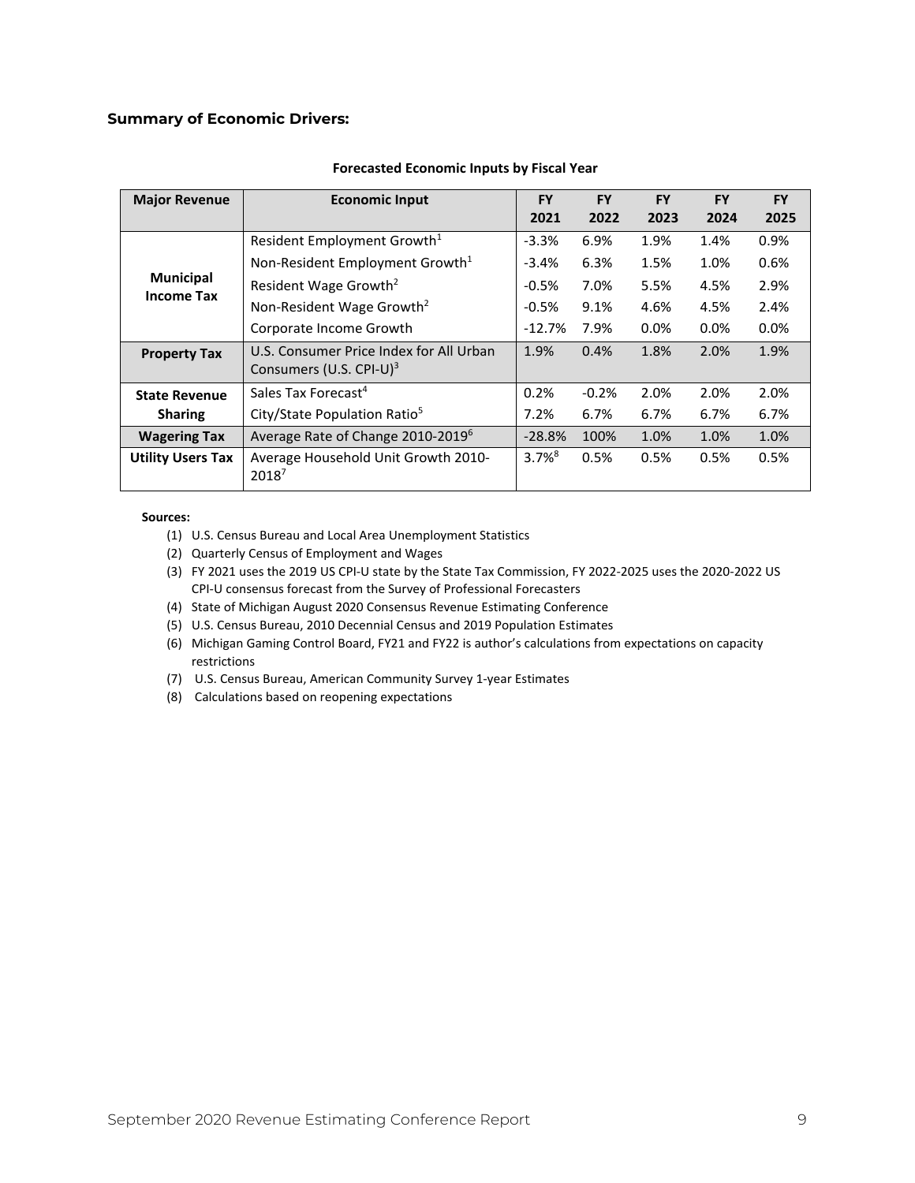### Summary of Economic Drivers:

**Forecasted Economic Inputs by Fiscal Year**

| Major Revenue | Economic Input | FY 2021 | FY 2022 | FY 2023 | FY 2024 | FY 2025 |
|---|---|---|---|---|---|---|
| Municipal Income Tax | Resident Employment Growth[1] | -3.3% | 6.9% | 1.9% | 1.4% | 0.9% |
| | Non-Resident Employment Growth[1] | -3.4% | 6.3% | 1.5% | 1.0% | 0.6% |
| | Resident Wage Growth[2] | -0.5% | 7.0% | 5.5% | 4.5% | 2.9% |
| | Non-Resident Wage Growth[2] | -0.5% | 9.1% | 4.6% | 4.5% | 2.4% |
| | Corporate Income Growth | -12.7% | 7.9% | 0.0% | 0.0% | 0.0% |
| Property Tax | U.S. Consumer Price Index for All Urban Consumers (U.S. CPI-U)[3] | 1.9% | 0.4% | 1.8% | 2.0% | 1.9% |
| State Revenue Sharing | Sales Tax Forecast[4] | 0.2% | -0.2% | 2.0% | 2.0% | 2.0% |
| | City/State Population Ratio[5] | 7.2% | 6.7% | 6.7% | 6.7% | 6.7% |
| Wagering Tax | Average Rate of Change 2010-2019[6] | -28.8% | 100% | 1.0% | 1.0% | 1.0% |
| Utility Users Tax | Average Household Unit Growth 2010-2018[7] | 3.7%[8] | 0.5% | 0.5% | 0.5% | 0.5% |

**Sources:**

1. U.S. Census Bureau and Local Area Unemployment Statistics
2. Quarterly Census of Employment and Wages
3. FY 2021 uses the 2019 US CPI-U state by the State Tax Commission, FY 2022-2025 uses the 2020-2022 US CPI-U consensus forecast from the Survey of Professional Forecasters
4. State of Michigan August 2020 Consensus Revenue Estimating Conference
5. U.S. Census Bureau, 2010 Decennial Census and 2019 Population Estimates
6. Michigan Gaming Control Board, FY21 and FY22 is author's calculations from expectations on capacity restrictions
7. U.S. Census Bureau, American Community Survey 1-year Estimates
8. Calculations based on reopening expectations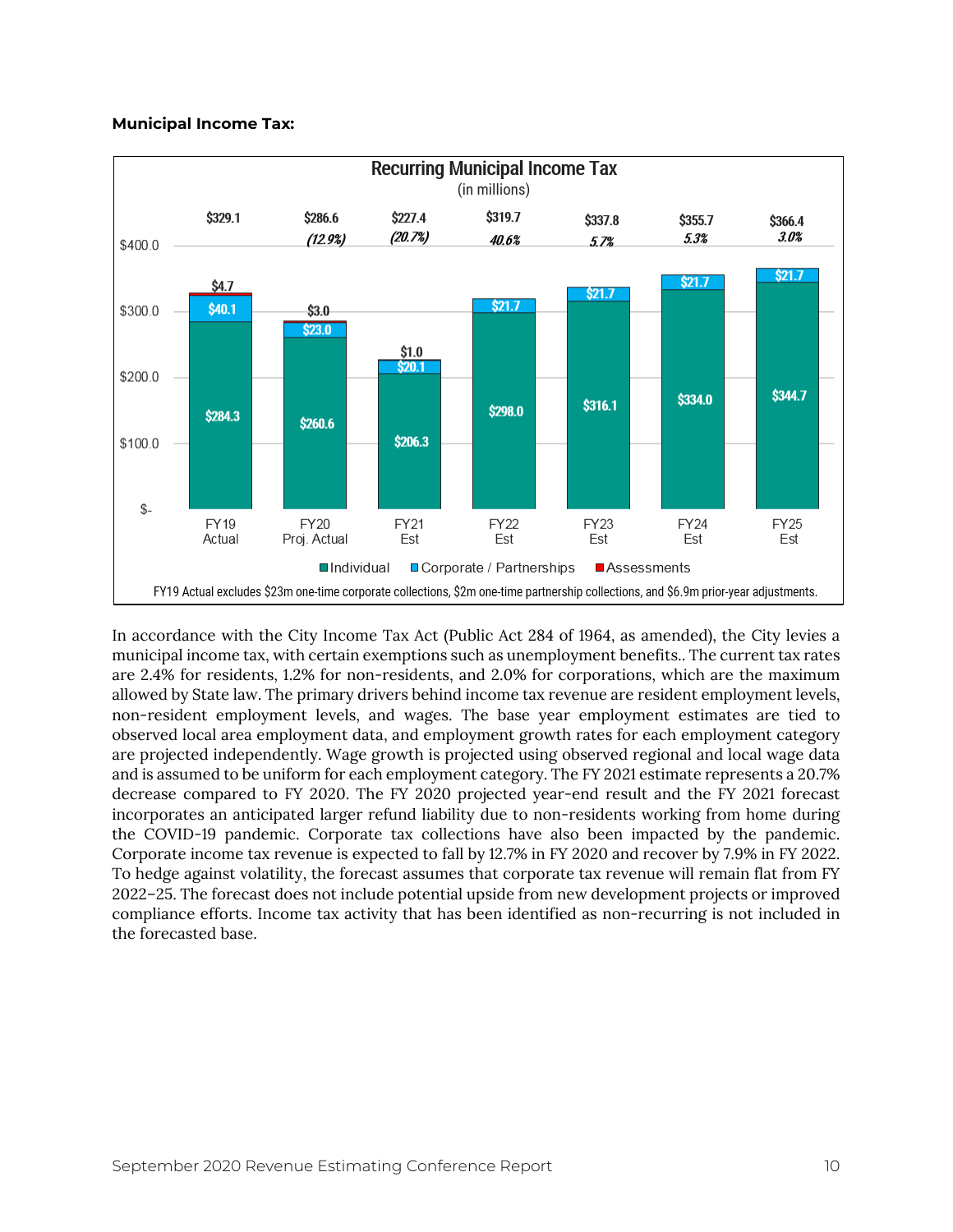**Municipal Income Tax:**

**Recurring Municipal Income Tax**
(in millions)

| | FY19 Actual | FY20 Proj. Actual | FY21 Est | FY22 Est | FY23 Est | FY24 Est | FY25 Est |
|---|---|---|---|---|---|---|---|
| Individual | $284.3 | $260.6 | $206.3 | $298.0 | $316.1 | $334.0 | $344.7 |
| Corporate / Partnerships | $40.1 | $23.0 | $20.1 | $21.7 | $21.7 | $21.7 | $21.7 |
| Assessments | $4.7 | $3.0 | $1.0 | | | | |
| Total | $329.1 | $286.6 | $227.4 | $319.7 | $337.8 | $355.7 | $366.4 |
| % Change | | *(12.9%)* | *(20.7%)* | *40.6%* | *5.7%* | *5.3%* | *3.0%* |

FY19 Actual excludes $23m one-time corporate collections, $2m one-time partnership collections, and $6.9m prior-year adjustments.

In accordance with the City Income Tax Act (Public Act 284 of 1964, as amended), the City levies a municipal income tax, with certain exemptions such as unemployment benefits.. The current tax rates are 2.4% for residents, 1.2% for non-residents, and 2.0% for corporations, which are the maximum allowed by State law. The primary drivers behind income tax revenue are resident employment levels, non-resident employment levels, and wages. The base year employment estimates are tied to observed local area employment data, and employment growth rates for each employment category are projected independently. Wage growth is projected using observed regional and local wage data and is assumed to be uniform for each employment category. The FY 2021 estimate represents a 20.7% decrease compared to FY 2020. The FY 2020 projected year-end result and the FY 2021 forecast incorporates an anticipated larger refund liability due to non-residents working from home during the COVID-19 pandemic. Corporate tax collections have also been impacted by the pandemic. Corporate income tax revenue is expected to fall by 12.7% in FY 2020 and recover by 7.9% in FY 2022. To hedge against volatility, the forecast assumes that corporate tax revenue will remain flat from FY 2022–25. The forecast does not include potential upside from new development projects or improved compliance efforts. Income tax activity that has been identified as non-recurring is not included in the forecasted base.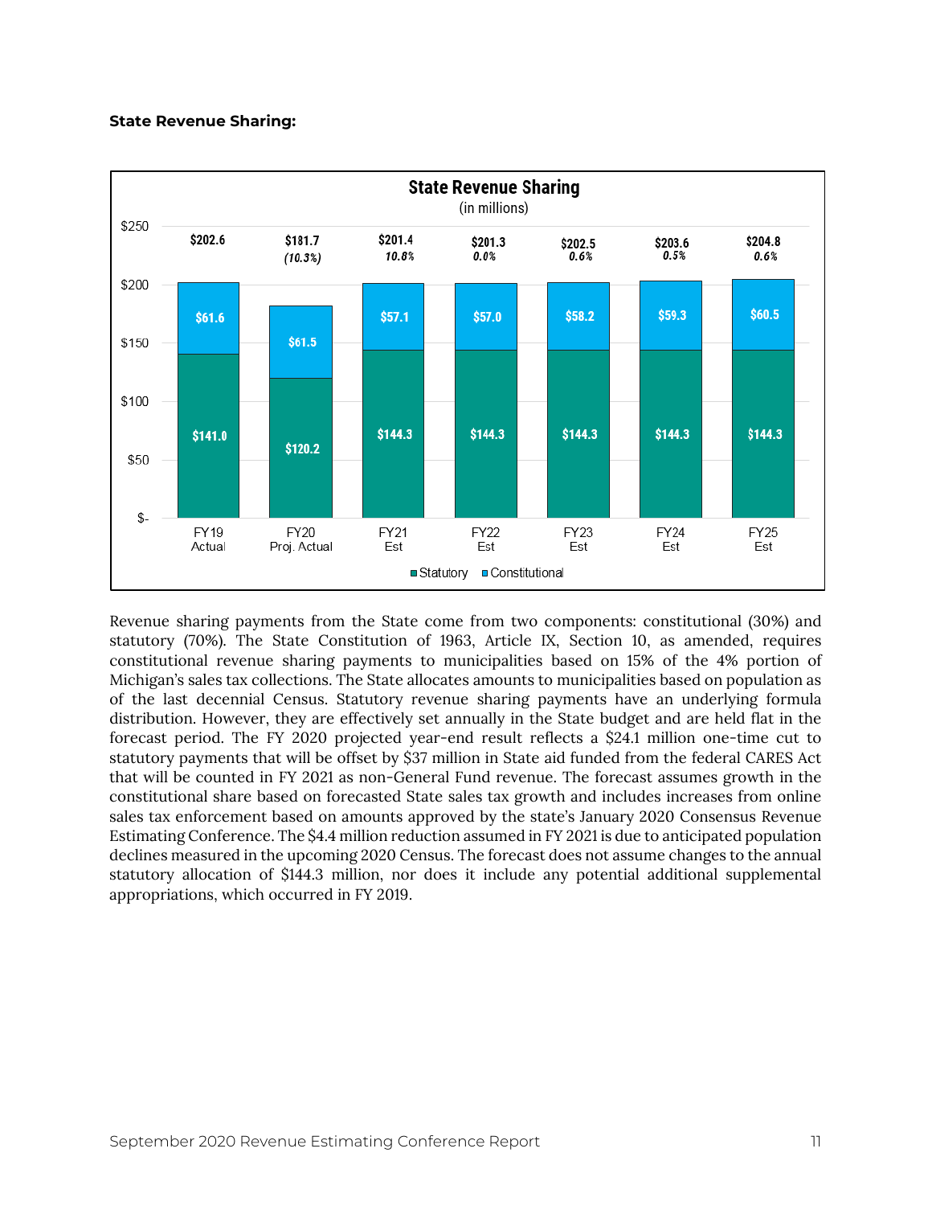**State Revenue Sharing:**

**State Revenue Sharing**
(in millions)

| | FY19 Actual | FY20 Proj. Actual | FY21 Est | FY22 Est | FY23 Est | FY24 Est | FY25 Est |
|---|---|---|---|---|---|---|---|
| Statutory | $141.0 | $120.2 | $144.3 | $144.3 | $144.3 | $144.3 | $144.3 |
| Constitutional | $61.6 | $61.5 | $57.1 | $57.0 | $58.2 | $59.3 | $60.5 |
| Total | $202.6 | $181.7 | $201.4 | $201.3 | $202.5 | $203.6 | $204.8 |
| % Change | | *(10.3%)* | *10.8%* | *0.0%* | *0.6%* | *0.5%* | *0.6%* |

Revenue sharing payments from the State come from two components: constitutional (30%) and statutory (70%). The State Constitution of 1963, Article IX, Section 10, as amended, requires constitutional revenue sharing payments to municipalities based on 15% of the 4% portion of Michigan's sales tax collections. The State allocates amounts to municipalities based on population as of the last decennial Census. Statutory revenue sharing payments have an underlying formula distribution. However, they are effectively set annually in the State budget and are held flat in the forecast period. The FY 2020 projected year-end result reflects a $24.1 million one-time cut to statutory payments that will be offset by $37 million in State aid funded from the federal CARES Act that will be counted in FY 2021 as non-General Fund revenue. The forecast assumes growth in the constitutional share based on forecasted State sales tax growth and includes increases from online sales tax enforcement based on amounts approved by the state's January 2020 Consensus Revenue Estimating Conference. The $4.4 million reduction assumed in FY 2021 is due to anticipated population declines measured in the upcoming 2020 Census. The forecast does not assume changes to the annual statutory allocation of $144.3 million, nor does it include any potential additional supplemental appropriations, which occurred in FY 2019.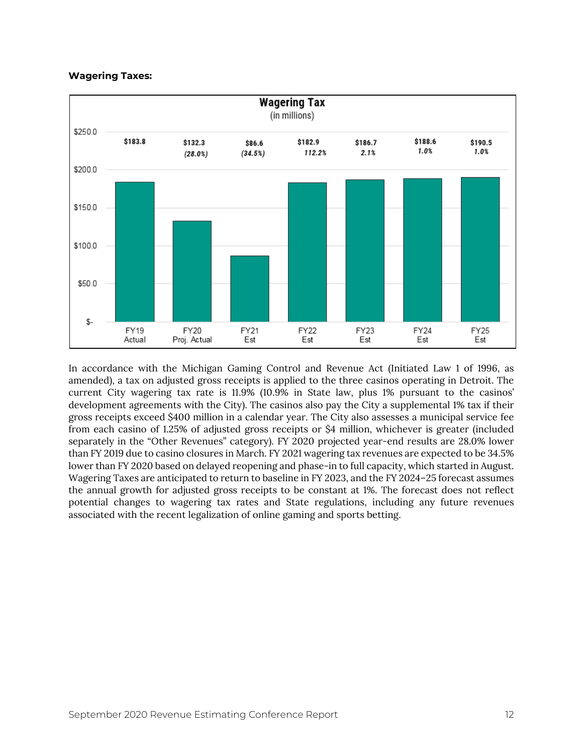**Wagering Taxes:**

**Wagering Tax**
(in millions)

| | FY19 Actual | FY20 Proj. Actual | FY21 Est | FY22 Est | FY23 Est | FY24 Est | FY25 Est |
|---|---|---|---|---|---|---|---|
| Amount | $183.8 | $132.3 | $86.6 | $182.9 | $186.7 | $188.6 | $190.5 |
| Change | | (28.0%) | (34.5%) | 112.2% | 2.1% | 1.0% | 1.0% |

In accordance with the Michigan Gaming Control and Revenue Act (Initiated Law 1 of 1996, as amended), a tax on adjusted gross receipts is applied to the three casinos operating in Detroit. The current City wagering tax rate is 11.9% (10.9% in State law, plus 1% pursuant to the casinos' development agreements with the City). The casinos also pay the City a supplemental 1% tax if their gross receipts exceed $400 million in a calendar year. The City also assesses a municipal service fee from each casino of 1.25% of adjusted gross receipts or $4 million, whichever is greater (included separately in the "Other Revenues" category). FY 2020 projected year-end results are 28.0% lower than FY 2019 due to casino closures in March. FY 2021 wagering tax revenues are expected to be 34.5% lower than FY 2020 based on delayed reopening and phase-in to full capacity, which started in August. Wagering Taxes are anticipated to return to baseline in FY 2023, and the FY 2024–25 forecast assumes the annual growth for adjusted gross receipts to be constant at 1%. The forecast does not reflect potential changes to wagering tax rates and State regulations, including any future revenues associated with the recent legalization of online gaming and sports betting.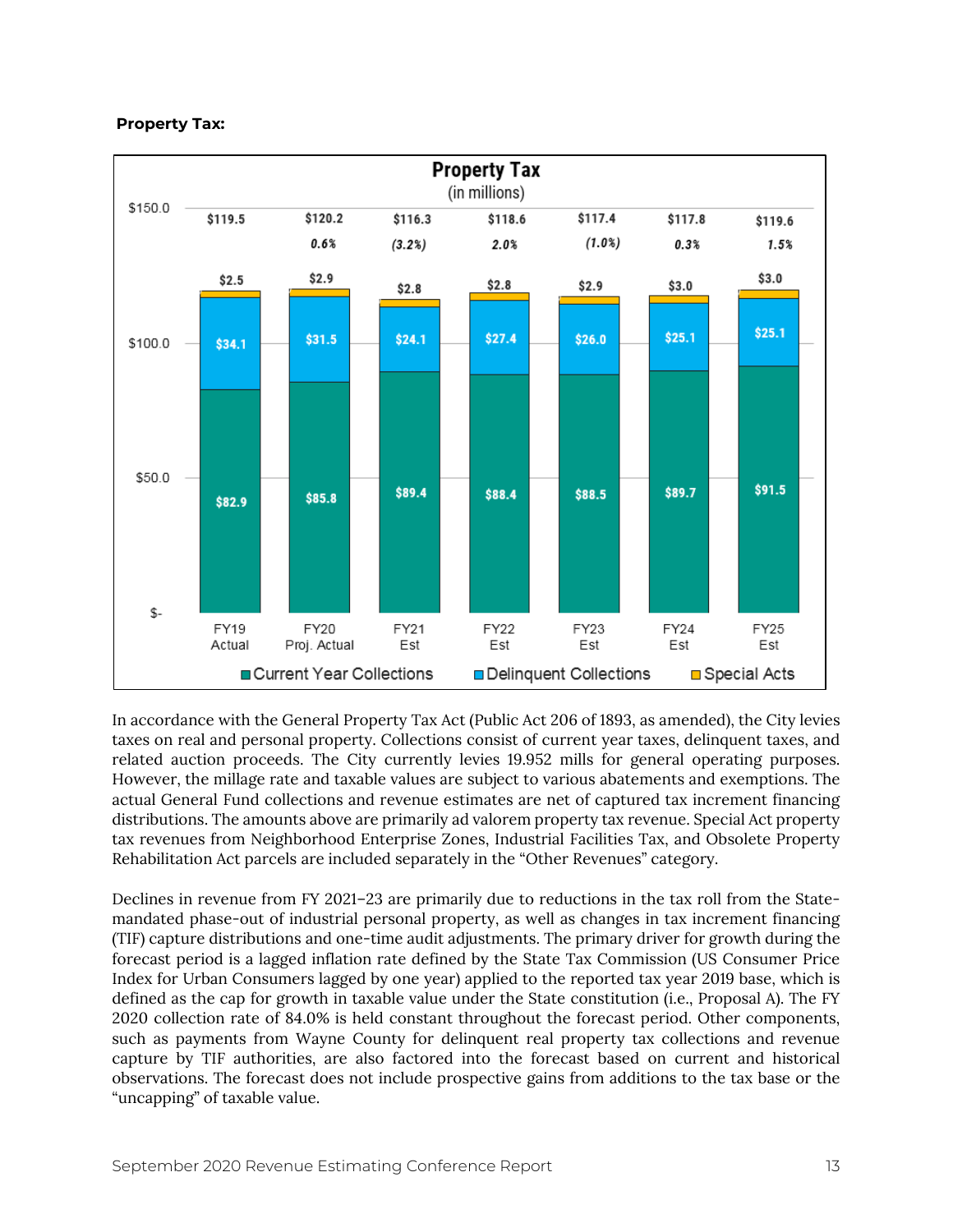**Property Tax:**

**Property Tax**
(in millions)

| | FY19 Actual | FY20 Proj. Actual | FY21 Est | FY22 Est | FY23 Est | FY24 Est | FY25 Est |
|---|---|---|---|---|---|---|---|
| Total | $119.5 | $120.2 | $116.3 | $118.6 | $117.4 | $117.8 | $119.6 |
| % Change | | 0.6% | (3.2%) | 2.0% | (1.0%) | 0.3% | 1.5% |
| Special Acts | $2.5 | $2.9 | $2.8 | $2.8 | $2.9 | $3.0 | $3.0 |
| Delinquent Collections | $34.1 | $31.5 | $24.1 | $27.4 | $26.0 | $25.1 | $25.1 |
| Current Year Collections | $82.9 | $85.8 | $89.4 | $88.4 | $88.5 | $89.7 | $91.5 |

In accordance with the General Property Tax Act (Public Act 206 of 1893, as amended), the City levies taxes on real and personal property. Collections consist of current year taxes, delinquent taxes, and related auction proceeds. The City currently levies 19.952 mills for general operating purposes. However, the millage rate and taxable values are subject to various abatements and exemptions. The actual General Fund collections and revenue estimates are net of captured tax increment financing distributions. The amounts above are primarily ad valorem property tax revenue. Special Act property tax revenues from Neighborhood Enterprise Zones, Industrial Facilities Tax, and Obsolete Property Rehabilitation Act parcels are included separately in the "Other Revenues" category.

Declines in revenue from FY 2021–23 are primarily due to reductions in the tax roll from the State-mandated phase-out of industrial personal property, as well as changes in tax increment financing (TIF) capture distributions and one-time audit adjustments. The primary driver for growth during the forecast period is a lagged inflation rate defined by the State Tax Commission (US Consumer Price Index for Urban Consumers lagged by one year) applied to the reported tax year 2019 base, which is defined as the cap for growth in taxable value under the State constitution (i.e., Proposal A). The FY 2020 collection rate of 84.0% is held constant throughout the forecast period. Other components, such as payments from Wayne County for delinquent real property tax collections and revenue capture by TIF authorities, are also factored into the forecast based on current and historical observations. The forecast does not include prospective gains from additions to the tax base or the "uncapping" of taxable value.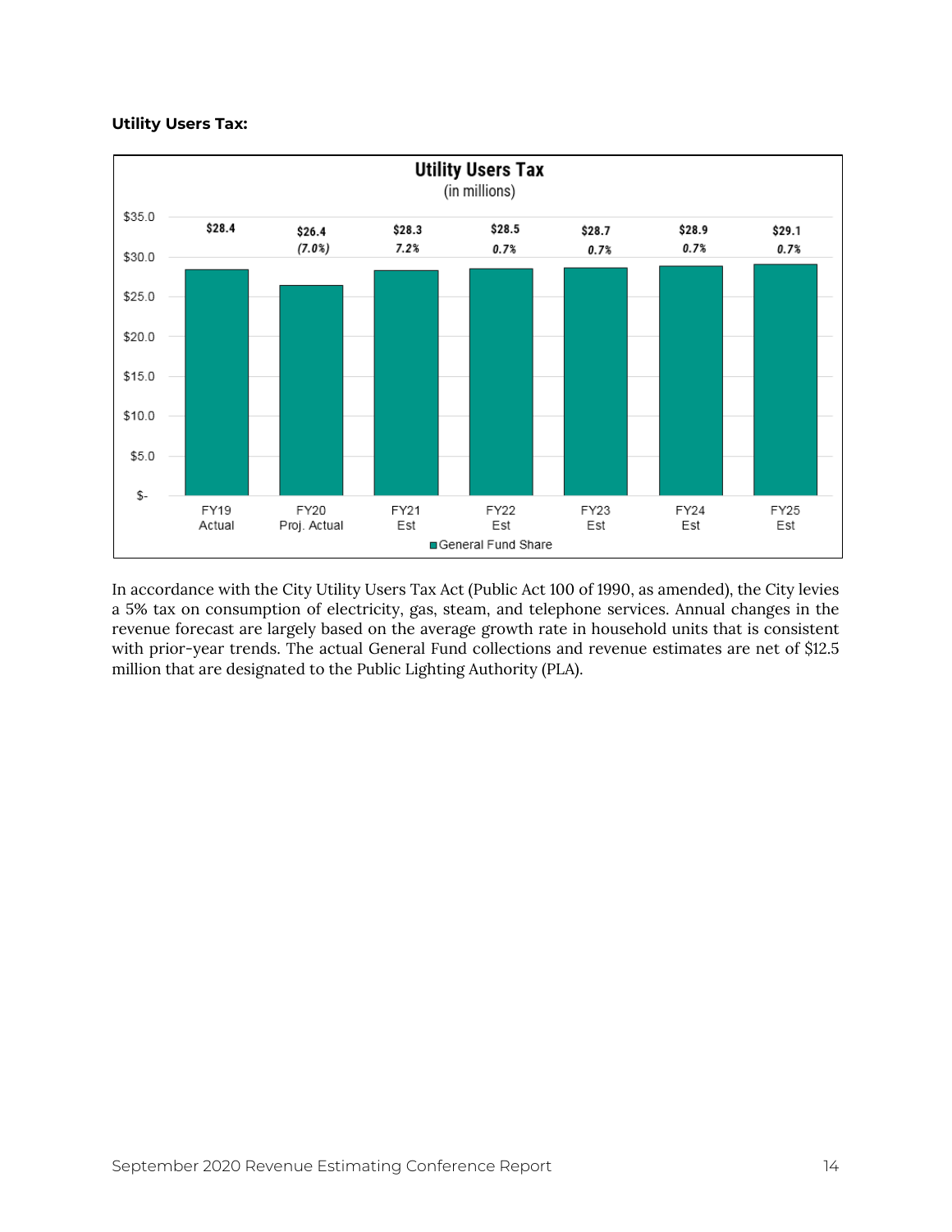**Utility Users Tax:**

**Utility Users Tax**
(in millions)

| | FY19 Actual | FY20 Proj. Actual | FY21 Est | FY22 Est | FY23 Est | FY24 Est | FY25 Est |
|---|---|---|---|---|---|---|---|
| General Fund Share | $28.4 | $26.4 | $28.3 | $28.5 | $28.7 | $28.9 | $29.1 |
| Change | | (7.0%) | 7.2% | 0.7% | 0.7% | 0.7% | 0.7% |

In accordance with the City Utility Users Tax Act (Public Act 100 of 1990, as amended), the City levies a 5% tax on consumption of electricity, gas, steam, and telephone services. Annual changes in the revenue forecast are largely based on the average growth rate in household units that is consistent with prior-year trends. The actual General Fund collections and revenue estimates are net of $12.5 million that are designated to the Public Lighting Authority (PLA).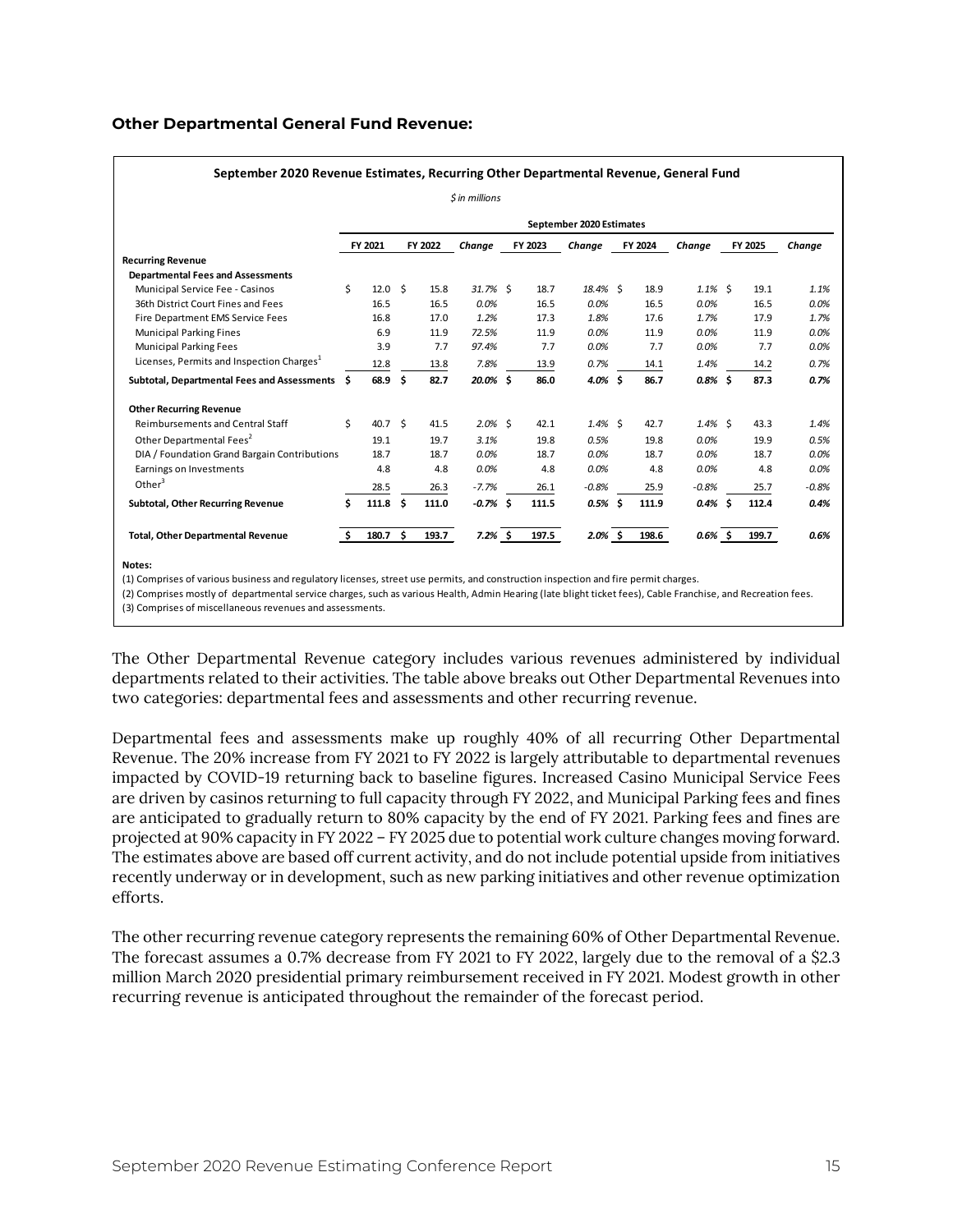**Other Departmental General Fund Revenue:**

**September 2020 Revenue Estimates, Recurring Other Departmental Revenue, General Fund**

*$ in millions*

| | | | | September 2020 Estimates | | | | | |
|---|---|---|---|---|---|---|---|---|---|
| | FY 2021 | FY 2022 | *Change* | FY 2023 | *Change* | FY 2024 | *Change* | FY 2025 | *Change* |
| **Recurring Revenue** | | | | | | | | | |
| **Departmental Fees and Assessments** | | | | | | | | | |
| Municipal Service Fee - Casinos | $ 12.0 | $ 15.8 | *31.7%* | $ 18.7 | *18.4%* | $ 18.9 | *1.1%* | $ 19.1 | *1.1%* |
| 36th District Court Fines and Fees | 16.5 | 16.5 | *0.0%* | 16.5 | *0.0%* | 16.5 | *0.0%* | 16.5 | *0.0%* |
| Fire Department EMS Service Fees | 16.8 | 17.0 | *1.2%* | 17.3 | *1.8%* | 17.6 | *1.7%* | 17.9 | *1.7%* |
| Municipal Parking Fines | 6.9 | 11.9 | *72.5%* | 11.9 | *0.0%* | 11.9 | *0.0%* | 11.9 | *0.0%* |
| Municipal Parking Fees | 3.9 | 7.7 | *97.4%* | 7.7 | *0.0%* | 7.7 | *0.0%* | 7.7 | *0.0%* |
| Licenses, Permits and Inspection Charges[1] | 12.8 | 13.8 | *7.8%* | 13.9 | *0.7%* | 14.1 | *1.4%* | 14.2 | *0.7%* |
| **Subtotal, Departmental Fees and Assessments** | **$ 68.9** | **$ 82.7** | ***20.0%*** | **$ 86.0** | ***4.0%*** | **$ 86.7** | ***0.8%*** | **$ 87.3** | ***0.7%*** |
| **Other Recurring Revenue** | | | | | | | | | |
| Reimbursements and Central Staff | $ 40.7 | $ 41.5 | *2.0%* | $ 42.1 | *1.4%* | $ 42.7 | *1.4%* | $ 43.3 | *1.4%* |
| Other Departmental Fees[2] | 19.1 | 19.7 | *3.1%* | 19.8 | *0.5%* | 19.8 | *0.0%* | 19.9 | *0.5%* |
| DIA / Foundation Grand Bargain Contributions | 18.7 | 18.7 | *0.0%* | 18.7 | *0.0%* | 18.7 | *0.0%* | 18.7 | *0.0%* |
| Earnings on Investments | 4.8 | 4.8 | *0.0%* | 4.8 | *0.0%* | 4.8 | *0.0%* | 4.8 | *0.0%* |
| Other[3] | 28.5 | 26.3 | *-7.7%* | 26.1 | *-0.8%* | 25.9 | *-0.8%* | 25.7 | *-0.8%* |
| **Subtotal, Other Recurring Revenue** | **$ 111.8** | **$ 111.0** | ***-0.7%*** | **$ 111.5** | ***0.5%*** | **$ 111.9** | ***0.4%*** | **$ 112.4** | ***0.4%*** |
| **Total, Other Departmental Revenue** | **$ 180.7** | **$ 193.7** | ***7.2%*** | **$ 197.5** | ***2.0%*** | **$ 198.6** | ***0.6%*** | **$ 199.7** | ***0.6%*** |

**Notes:**

(1) Comprises of various business and regulatory licenses, street use permits, and construction inspection and fire permit charges.

(2) Comprises mostly of departmental service charges, such as various Health, Admin Hearing (late blight ticket fees), Cable Franchise, and Recreation fees.

(3) Comprises of miscellaneous revenues and assessments.

The Other Departmental Revenue category includes various revenues administered by individual departments related to their activities. The table above breaks out Other Departmental Revenues into two categories: departmental fees and assessments and other recurring revenue.

Departmental fees and assessments make up roughly 40% of all recurring Other Departmental Revenue. The 20% increase from FY 2021 to FY 2022 is largely attributable to departmental revenues impacted by COVID-19 returning back to baseline figures. Increased Casino Municipal Service Fees are driven by casinos returning to full capacity through FY 2022, and Municipal Parking fees and fines are anticipated to gradually return to 80% capacity by the end of FY 2021. Parking fees and fines are projected at 90% capacity in FY 2022 – FY 2025 due to potential work culture changes moving forward. The estimates above are based off current activity, and do not include potential upside from initiatives recently underway or in development, such as new parking initiatives and other revenue optimization efforts.

The other recurring revenue category represents the remaining 60% of Other Departmental Revenue. The forecast assumes a 0.7% decrease from FY 2021 to FY 2022, largely due to the removal of a $2.3 million March 2020 presidential primary reimbursement received in FY 2021. Modest growth in other recurring revenue is anticipated throughout the remainder of the forecast period.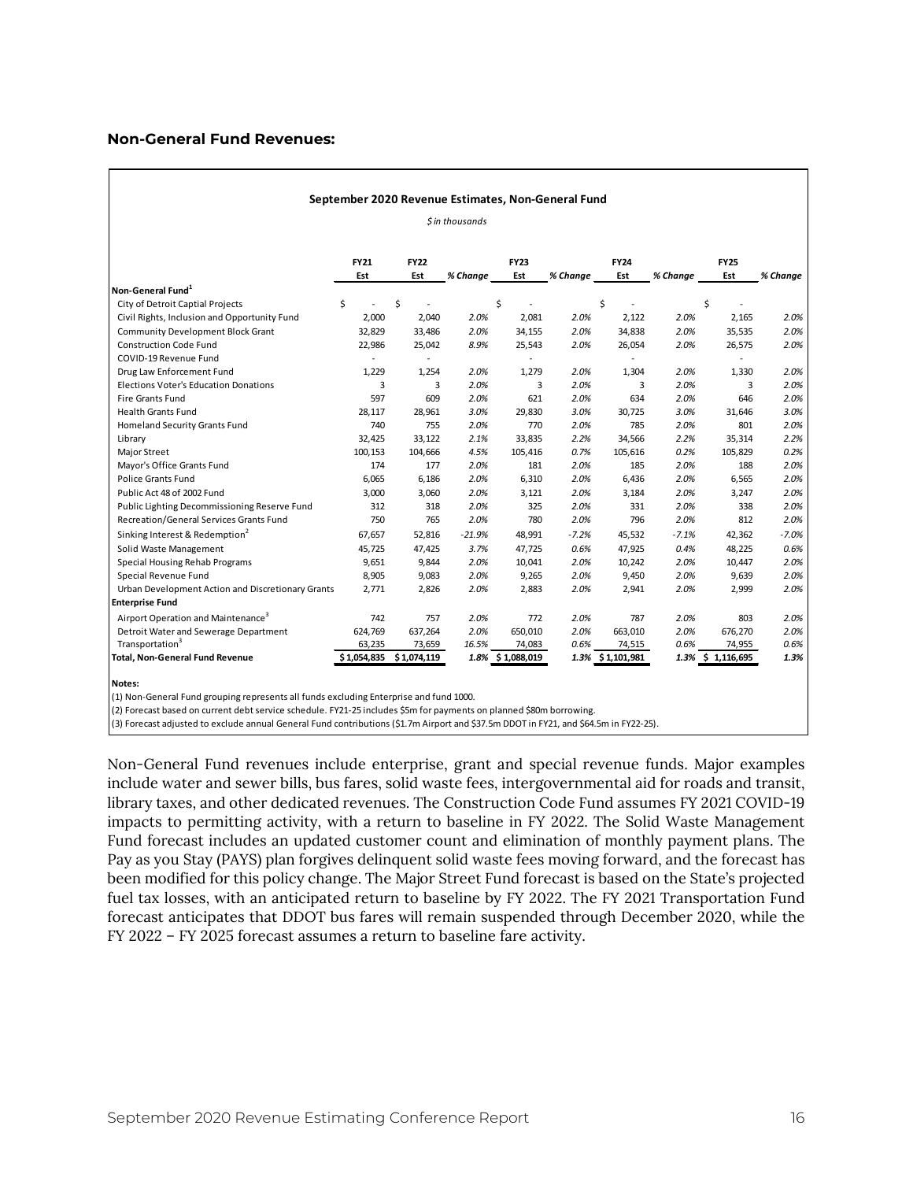**Non-General Fund Revenues:**

**September 2020 Revenue Estimates, Non-General Fund**

*$ in thousands*

| | FY21 Est | FY22 Est | % Change | FY23 Est | % Change | FY24 Est | % Change | FY25 Est | % Change |
|---|---|---|---|---|---|---|---|---|---|
| **Non-General Fund[1]** | | | | | | | | | |
| City of Detroit Captial Projects | $ - | $ - | | $ - | | $ - | | $ - | |
| Civil Rights, Inclusion and Opportunity Fund | 2,000 | 2,040 | 2.0% | 2,081 | 2.0% | 2,122 | 2.0% | 2,165 | 2.0% |
| Community Development Block Grant | 32,829 | 33,486 | 2.0% | 34,155 | 2.0% | 34,838 | 2.0% | 35,535 | 2.0% |
| Construction Code Fund | 22,986 | 25,042 | 8.9% | 25,543 | 2.0% | 26,054 | 2.0% | 26,575 | 2.0% |
| COVID-19 Revenue Fund | - | - | | - | | - | | - | |
| Drug Law Enforcement Fund | 1,229 | 1,254 | 2.0% | 1,279 | 2.0% | 1,304 | 2.0% | 1,330 | 2.0% |
| Elections Voter's Education Donations | 3 | 3 | 2.0% | 3 | 2.0% | 3 | 2.0% | 3 | 2.0% |
| Fire Grants Fund | 597 | 609 | 2.0% | 621 | 2.0% | 634 | 2.0% | 646 | 2.0% |
| Health Grants Fund | 28,117 | 28,961 | 3.0% | 29,830 | 3.0% | 30,725 | 3.0% | 31,646 | 3.0% |
| Homeland Security Grants Fund | 740 | 755 | 2.0% | 770 | 2.0% | 785 | 2.0% | 801 | 2.0% |
| Library | 32,425 | 33,122 | 2.1% | 33,835 | 2.2% | 34,566 | 2.2% | 35,314 | 2.2% |
| Major Street | 100,153 | 104,666 | 4.5% | 105,416 | 0.7% | 105,616 | 0.2% | 105,829 | 0.2% |
| Mayor's Office Grants Fund | 174 | 177 | 2.0% | 181 | 2.0% | 185 | 2.0% | 188 | 2.0% |
| Police Grants Fund | 6,065 | 6,186 | 2.0% | 6,310 | 2.0% | 6,436 | 2.0% | 6,565 | 2.0% |
| Public Act 48 of 2002 Fund | 3,000 | 3,060 | 2.0% | 3,121 | 2.0% | 3,184 | 2.0% | 3,247 | 2.0% |
| Public Lighting Decommissioning Reserve Fund | 312 | 318 | 2.0% | 325 | 2.0% | 331 | 2.0% | 338 | 2.0% |
| Recreation/General Services Grants Fund | 750 | 765 | 2.0% | 780 | 2.0% | 796 | 2.0% | 812 | 2.0% |
| Sinking Interest & Redemption[2] | 67,657 | 52,816 | -21.9% | 48,991 | -7.2% | 45,532 | -7.1% | 42,362 | -7.0% |
| Solid Waste Management | 45,725 | 47,425 | 3.7% | 47,725 | 0.6% | 47,925 | 0.4% | 48,225 | 0.6% |
| Special Housing Rehab Programs | 9,651 | 9,844 | 2.0% | 10,041 | 2.0% | 10,242 | 2.0% | 10,447 | 2.0% |
| Special Revenue Fund | 8,905 | 9,083 | 2.0% | 9,265 | 2.0% | 9,450 | 2.0% | 9,639 | 2.0% |
| Urban Development Action and Discretionary Grants | 2,771 | 2,826 | 2.0% | 2,883 | 2.0% | 2,941 | 2.0% | 2,999 | 2.0% |
| **Enterprise Fund** | | | | | | | | | |
| Airport Operation and Maintenance[3] | 742 | 757 | 2.0% | 772 | 2.0% | 787 | 2.0% | 803 | 2.0% |
| Detroit Water and Sewerage Department | 624,769 | 637,264 | 2.0% | 650,010 | 2.0% | 663,010 | 2.0% | 676,270 | 2.0% |
| Transportation[3] | 63,235 | 73,659 | 16.5% | 74,083 | 0.6% | 74,515 | 0.6% | 74,955 | 0.6% |
| **Total, Non-General Fund Revenue** | **$ 1,054,835** | **$ 1,074,119** | **1.8%** | **$ 1,088,019** | **1.3%** | **$ 1,101,981** | **1.3%** | **$ 1,116,695** | **1.3%** |

**Notes:**

(1) Non-General Fund grouping represents all funds excluding Enterprise and fund 1000.

(2) Forecast based on current debt service schedule. FY21-25 includes $5m for payments on planned $80m borrowing.

(3) Forecast adjusted to exclude annual General Fund contributions ($1.7m Airport and $37.5m DDOT in FY21, and $64.5m in FY22-25).

Non-General Fund revenues include enterprise, grant and special revenue funds. Major examples include water and sewer bills, bus fares, solid waste fees, intergovernmental aid for roads and transit, library taxes, and other dedicated revenues. The Construction Code Fund assumes FY 2021 COVID-19 impacts to permitting activity, with a return to baseline in FY 2022. The Solid Waste Management Fund forecast includes an updated customer count and elimination of monthly payment plans. The Pay as you Stay (PAYS) plan forgives delinquent solid waste fees moving forward, and the forecast has been modified for this policy change. The Major Street Fund forecast is based on the State's projected fuel tax losses, with an anticipated return to baseline by FY 2022. The FY 2021 Transportation Fund forecast anticipates that DDOT bus fares will remain suspended through December 2020, while the FY 2022 – FY 2025 forecast assumes a return to baseline fare activity.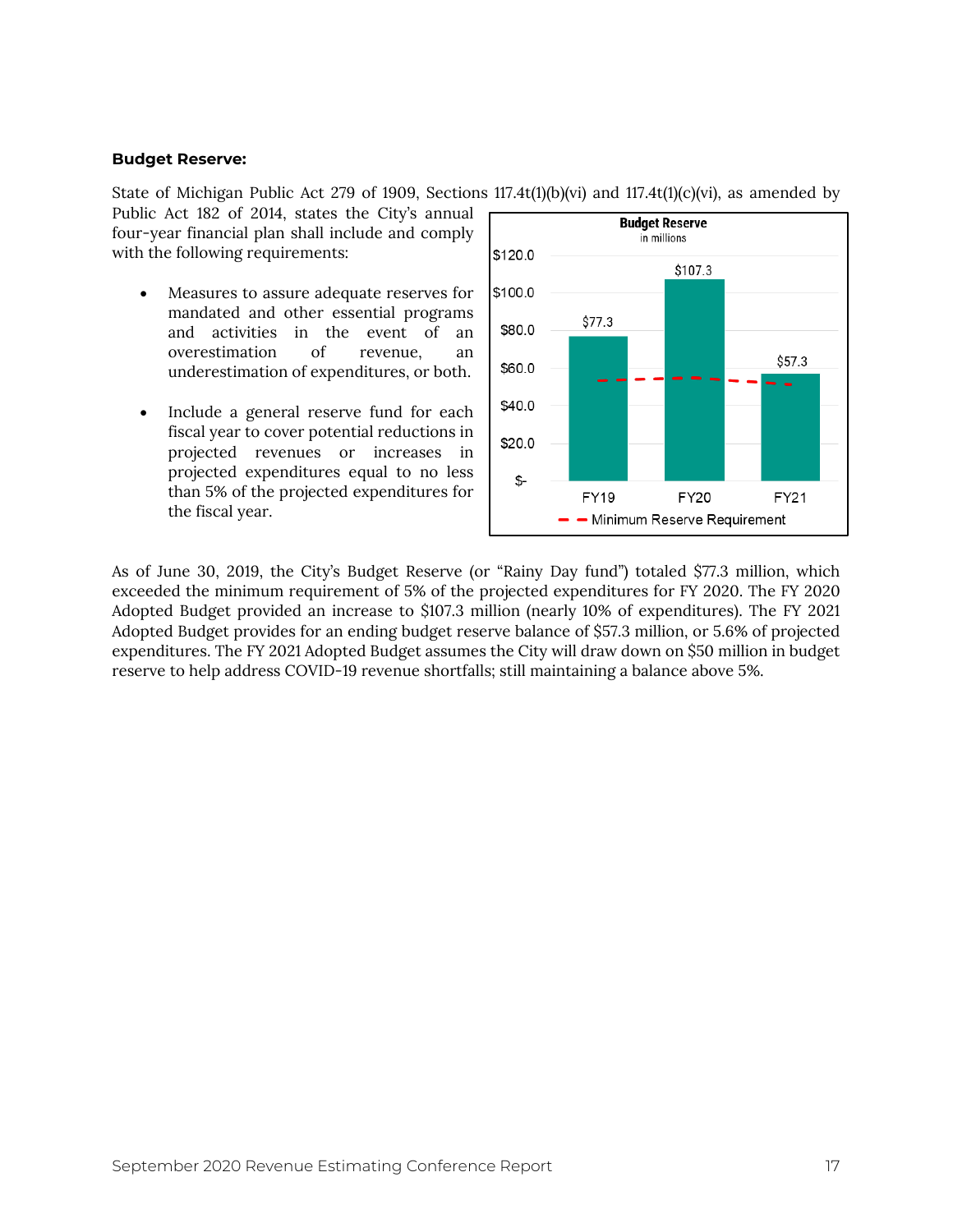**Budget Reserve:**

State of Michigan Public Act 279 of 1909, Sections 117.4t(1)(b)(vi) and 117.4t(1)(c)(vi), as amended by Public Act 182 of 2014, states the City's annual four-year financial plan shall include and comply with the following requirements:

- Measures to assure adequate reserves for mandated and other essential programs and activities in the event of an overestimation of revenue, an underestimation of expenditures, or both.
- Include a general reserve fund for each fiscal year to cover potential reductions in projected revenues or increases in projected expenditures equal to no less than 5% of the projected expenditures for the fiscal year.

**Budget Reserve**
in millions

| | FY19 | FY20 | FY21 |
|---|---|---|---|
| Budget Reserve | $77.3 | $107.3 | $57.3 |

— — Minimum Reserve Requirement

As of June 30, 2019, the City's Budget Reserve (or "Rainy Day fund") totaled $77.3 million, which exceeded the minimum requirement of 5% of the projected expenditures for FY 2020. The FY 2020 Adopted Budget provided an increase to $107.3 million (nearly 10% of expenditures). The FY 2021 Adopted Budget provides for an ending budget reserve balance of $57.3 million, or 5.6% of projected expenditures. The FY 2021 Adopted Budget assumes the City will draw down on $50 million in budget reserve to help address COVID-19 revenue shortfalls; still maintaining a balance above 5%.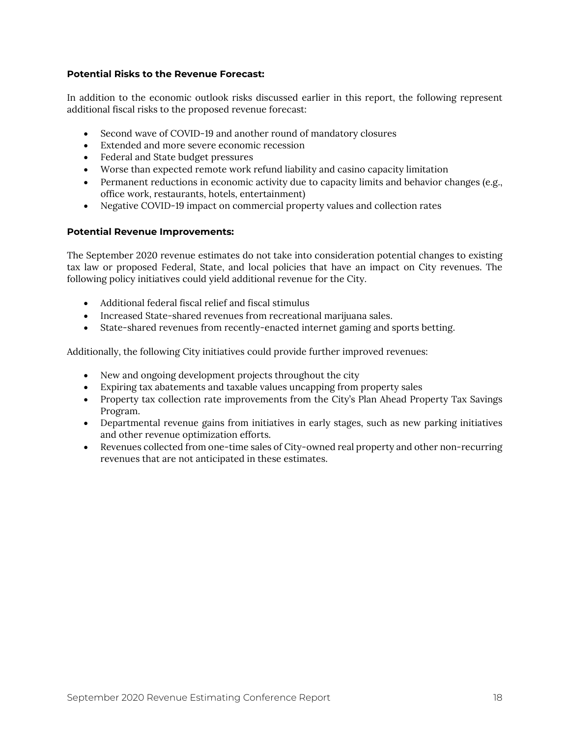**Potential Risks to the Revenue Forecast:**

In addition to the economic outlook risks discussed earlier in this report, the following represent additional fiscal risks to the proposed revenue forecast:

- Second wave of COVID-19 and another round of mandatory closures
- Extended and more severe economic recession
- Federal and State budget pressures
- Worse than expected remote work refund liability and casino capacity limitation
- Permanent reductions in economic activity due to capacity limits and behavior changes (e.g., office work, restaurants, hotels, entertainment)
- Negative COVID-19 impact on commercial property values and collection rates

**Potential Revenue Improvements:**

The September 2020 revenue estimates do not take into consideration potential changes to existing tax law or proposed Federal, State, and local policies that have an impact on City revenues. The following policy initiatives could yield additional revenue for the City.

- Additional federal fiscal relief and fiscal stimulus
- Increased State-shared revenues from recreational marijuana sales.
- State-shared revenues from recently-enacted internet gaming and sports betting.

Additionally, the following City initiatives could provide further improved revenues:

- New and ongoing development projects throughout the city
- Expiring tax abatements and taxable values uncapping from property sales
- Property tax collection rate improvements from the City's Plan Ahead Property Tax Savings Program.
- Departmental revenue gains from initiatives in early stages, such as new parking initiatives and other revenue optimization efforts.
- Revenues collected from one-time sales of City-owned real property and other non-recurring revenues that are not anticipated in these estimates.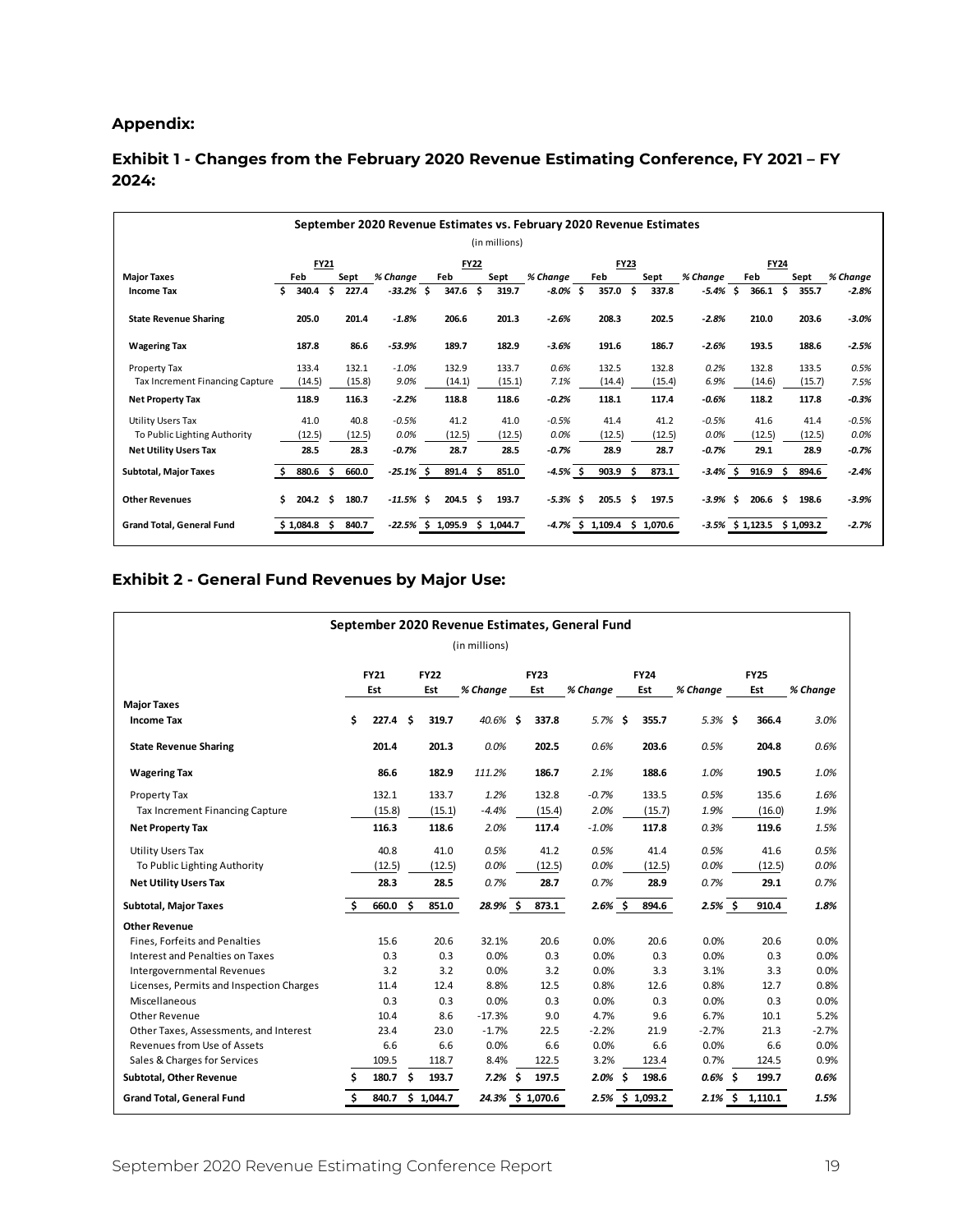## Appendix:

### Exhibit 1 - Changes from the February 2020 Revenue Estimating Conference, FY 2021 – FY 2024:

**September 2020 Revenue Estimates vs. February 2020 Revenue Estimates**

(in millions)

| | FY21 | | | FY22 | | | FY23 | | | FY24 | | |
|---|---|---|---|---|---|---|---|---|---|---|---|---|
| **Major Taxes** | **Feb** | **Sept** | ***% Change*** | **Feb** | **Sept** | ***% Change*** | **Feb** | **Sept** | ***% Change*** | **Feb** | **Sept** | ***% Change*** |
| **Income Tax** | **$ 340.4** | **$ 227.4** | ***-33.2%*** | **$ 347.6** | **$ 319.7** | ***-8.0%*** | **$ 357.0** | **$ 337.8** | ***-5.4%*** | **$ 366.1** | **$ 355.7** | ***-2.8%*** |
| **State Revenue Sharing** | **205.0** | **201.4** | ***-1.8%*** | **206.6** | **201.3** | ***-2.6%*** | **208.3** | **202.5** | ***-2.8%*** | **210.0** | **203.6** | ***-3.0%*** |
| **Wagering Tax** | **187.8** | **86.6** | ***-53.9%*** | **189.7** | **182.9** | ***-3.6%*** | **191.6** | **186.7** | ***-2.6%*** | **193.5** | **188.6** | ***-2.5%*** |
| Property Tax | 133.4 | 132.1 | *-1.0%* | 132.9 | 133.7 | *0.6%* | 132.5 | 132.8 | *0.2%* | 132.8 | 133.5 | *0.5%* |
| Tax Increment Financing Capture | (14.5) | (15.8) | *9.0%* | (14.1) | (15.1) | *7.1%* | (14.4) | (15.4) | *6.9%* | (14.6) | (15.7) | *7.5%* |
| **Net Property Tax** | **118.9** | **116.3** | ***-2.2%*** | **118.8** | **118.6** | ***-0.2%*** | **118.1** | **117.4** | ***-0.6%*** | **118.2** | **117.8** | ***-0.3%*** |
| Utility Users Tax | 41.0 | 40.8 | *-0.5%* | 41.2 | 41.0 | *-0.5%* | 41.4 | 41.2 | *-0.5%* | 41.6 | 41.4 | *-0.5%* |
| To Public Lighting Authority | (12.5) | (12.5) | *0.0%* | (12.5) | (12.5) | *0.0%* | (12.5) | (12.5) | *0.0%* | (12.5) | (12.5) | *0.0%* |
| **Net Utility Users Tax** | **28.5** | **28.3** | ***-0.7%*** | **28.7** | **28.5** | ***-0.7%*** | **28.9** | **28.7** | ***-0.7%*** | **29.1** | **28.9** | ***-0.7%*** |
| **Subtotal, Major Taxes** | **$ 880.6** | **$ 660.0** | ***-25.1%*** | **$ 891.4** | **$ 851.0** | ***-4.5%*** | **$ 903.9** | **$ 873.1** | ***-3.4%*** | **$ 916.9** | **$ 894.6** | ***-2.4%*** |
| **Other Revenues** | **$ 204.2** | **$ 180.7** | ***-11.5%*** | **$ 204.5** | **$ 193.7** | ***-5.3%*** | **$ 205.5** | **$ 197.5** | ***-3.9%*** | **$ 206.6** | **$ 198.6** | ***-3.9%*** |
| **Grand Total, General Fund** | **$ 1,084.8** | **$ 840.7** | ***-22.5%*** | **$ 1,095.9** | **$ 1,044.7** | ***-4.7%*** | **$ 1,109.4** | **$ 1,070.6** | ***-3.5%*** | **$ 1,123.5** | **$ 1,093.2** | ***-2.7%*** |

### Exhibit 2 - General Fund Revenues by Major Use:

**September 2020 Revenue Estimates, General Fund**

(in millions)

| | FY21 Est | FY22 Est | % Change | FY23 Est | % Change | FY24 Est | % Change | FY25 Est | % Change |
|---|---|---|---|---|---|---|---|---|---|
| **Major Taxes** | | | | | | | | | |
| **Income Tax** | **$ 227.4** | **$ 319.7** | *40.6%* | **$ 337.8** | *5.7%* | **$ 355.7** | *5.3%* | **$ 366.4** | *3.0%* |
| **State Revenue Sharing** | **201.4** | **201.3** | *0.0%* | **202.5** | *0.6%* | **203.6** | *0.5%* | **204.8** | *0.6%* |
| **Wagering Tax** | **86.6** | **182.9** | *111.2%* | **186.7** | *2.1%* | **188.6** | *1.0%* | **190.5** | *1.0%* |
| Property Tax | 132.1 | 133.7 | *1.2%* | 132.8 | *-0.7%* | 133.5 | *0.5%* | 135.6 | *1.6%* |
| Tax Increment Financing Capture | (15.8) | (15.1) | *-4.4%* | (15.4) | *2.0%* | (15.7) | *1.9%* | (16.0) | *1.9%* |
| **Net Property Tax** | **116.3** | **118.6** | *2.0%* | **117.4** | *-1.0%* | **117.8** | *0.3%* | **119.6** | *1.5%* |
| Utility Users Tax | 40.8 | 41.0 | *0.5%* | 41.2 | *0.5%* | 41.4 | *0.5%* | 41.6 | *0.5%* |
| To Public Lighting Authority | (12.5) | (12.5) | *0.0%* | (12.5) | *0.0%* | (12.5) | *0.0%* | (12.5) | *0.0%* |
| **Net Utility Users Tax** | **28.3** | **28.5** | *0.7%* | **28.7** | *0.7%* | **28.9** | *0.7%* | **29.1** | *0.7%* |
| **Subtotal, Major Taxes** | **$ 660.0** | **$ 851.0** | ***28.9%*** | **$ 873.1** | ***2.6%*** | **$ 894.6** | ***2.5%*** | **$ 910.4** | ***1.8%*** |
| **Other Revenue** | | | | | | | | | |
| Fines, Forfeits and Penalties | 15.6 | 20.6 | 32.1% | 20.6 | 0.0% | 20.6 | 0.0% | 20.6 | 0.0% |
| Interest and Penalties on Taxes | 0.3 | 0.3 | 0.0% | 0.3 | 0.0% | 0.3 | 0.0% | 0.3 | 0.0% |
| Intergovernmental Revenues | 3.2 | 3.2 | 0.0% | 3.2 | 0.0% | 3.3 | 3.1% | 3.3 | 0.0% |
| Licenses, Permits and Inspection Charges | 11.4 | 12.4 | 8.8% | 12.5 | 0.8% | 12.6 | 0.8% | 12.7 | 0.8% |
| Miscellaneous | 0.3 | 0.3 | 0.0% | 0.3 | 0.0% | 0.3 | 0.0% | 0.3 | 0.0% |
| Other Revenue | 10.4 | 8.6 | -17.3% | 9.0 | 4.7% | 9.6 | 6.7% | 10.1 | 5.2% |
| Other Taxes, Assessments, and Interest | 23.4 | 23.0 | -1.7% | 22.5 | -2.2% | 21.9 | -2.7% | 21.3 | -2.7% |
| Revenues from Use of Assets | 6.6 | 6.6 | 0.0% | 6.6 | 0.0% | 6.6 | 0.0% | 6.6 | 0.0% |
| Sales & Charges for Services | 109.5 | 118.7 | 8.4% | 122.5 | 3.2% | 123.4 | 0.7% | 124.5 | 0.9% |
| **Subtotal, Other Revenue** | **$ 180.7** | **$ 193.7** | ***7.2%*** | **$ 197.5** | ***2.0%*** | **$ 198.6** | ***0.6%*** | **$ 199.7** | ***0.6%*** |
| **Grand Total, General Fund** | **$ 840.7** | **$ 1,044.7** | ***24.3%*** | **$ 1,070.6** | ***2.5%*** | **$ 1,093.2** | ***2.1%*** | **$ 1,110.1** | ***1.5%*** |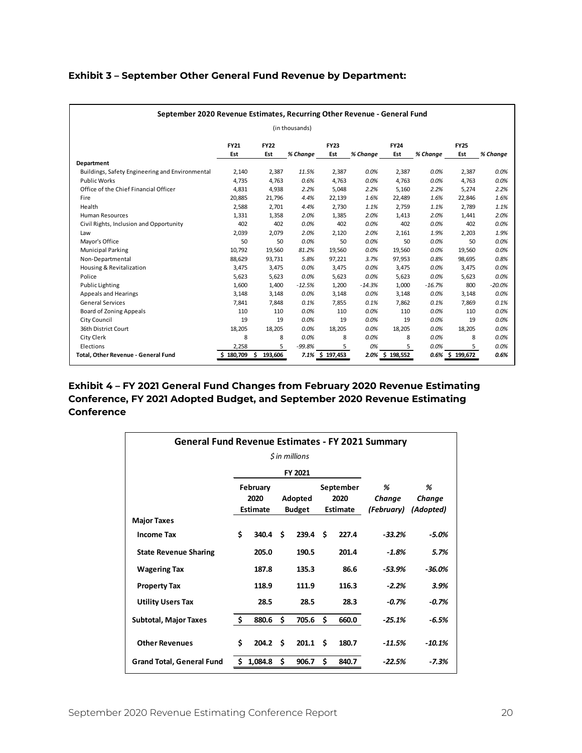### Exhibit 3 – September Other General Fund Revenue by Department:

**September 2020 Revenue Estimates, Recurring Other Revenue - General Fund**

(in thousands)

| | FY21 Est | FY22 Est | % Change | FY23 Est | % Change | FY24 Est | % Change | FY25 Est | % Change |
|---|---|---|---|---|---|---|---|---|---|
| **Department** | | | | | | | | | |
| Buildings, Safety Engineering and Environmental | 2,140 | 2,387 | 11.5% | 2,387 | 0.0% | 2,387 | 0.0% | 2,387 | 0.0% |
| Public Works | 4,735 | 4,763 | 0.6% | 4,763 | 0.0% | 4,763 | 0.0% | 4,763 | 0.0% |
| Office of the Chief Financial Officer | 4,831 | 4,938 | 2.2% | 5,048 | 2.2% | 5,160 | 2.2% | 5,274 | 2.2% |
| Fire | 20,885 | 21,796 | 4.4% | 22,139 | 1.6% | 22,489 | 1.6% | 22,846 | 1.6% |
| Health | 2,588 | 2,701 | 4.4% | 2,730 | 1.1% | 2,759 | 1.1% | 2,789 | 1.1% |
| Human Resources | 1,331 | 1,358 | 2.0% | 1,385 | 2.0% | 1,413 | 2.0% | 1,441 | 2.0% |
| Civil Rights, Inclusion and Opportunity | 402 | 402 | 0.0% | 402 | 0.0% | 402 | 0.0% | 402 | 0.0% |
| Law | 2,039 | 2,079 | 2.0% | 2,120 | 2.0% | 2,161 | 1.9% | 2,203 | 1.9% |
| Mayor's Office | 50 | 50 | 0.0% | 50 | 0.0% | 50 | 0.0% | 50 | 0.0% |
| Municipal Parking | 10,792 | 19,560 | 81.2% | 19,560 | 0.0% | 19,560 | 0.0% | 19,560 | 0.0% |
| Non-Departmental | 88,629 | 93,731 | 5.8% | 97,221 | 3.7% | 97,953 | 0.8% | 98,695 | 0.8% |
| Housing & Revitalization | 3,475 | 3,475 | 0.0% | 3,475 | 0.0% | 3,475 | 0.0% | 3,475 | 0.0% |
| Police | 5,623 | 5,623 | 0.0% | 5,623 | 0.0% | 5,623 | 0.0% | 5,623 | 0.0% |
| Public Lighting | 1,600 | 1,400 | -12.5% | 1,200 | -14.3% | 1,000 | -16.7% | 800 | -20.0% |
| Appeals and Hearings | 3,148 | 3,148 | 0.0% | 3,148 | 0.0% | 3,148 | 0.0% | 3,148 | 0.0% |
| General Services | 7,841 | 7,848 | 0.1% | 7,855 | 0.1% | 7,862 | 0.1% | 7,869 | 0.1% |
| Board of Zoning Appeals | 110 | 110 | 0.0% | 110 | 0.0% | 110 | 0.0% | 110 | 0.0% |
| City Council | 19 | 19 | 0.0% | 19 | 0.0% | 19 | 0.0% | 19 | 0.0% |
| 36th District Court | 18,205 | 18,205 | 0.0% | 18,205 | 0.0% | 18,205 | 0.0% | 18,205 | 0.0% |
| City Clerk | 8 | 8 | 0.0% | 8 | 0.0% | 8 | 0.0% | 8 | 0.0% |
| Elections | 2,258 | 5 | -99.8% | 5 | 0% | 5 | 0.0% | 5 | 0.0% |
| **Total, Other Revenue - General Fund** | $ 180,709 | $ 193,606 | 7.1% | $ 197,453 | 2.0% | $ 198,552 | 0.6% | $ 199,672 | 0.6% |

### Exhibit 4 – FY 2021 General Fund Changes from February 2020 Revenue Estimating Conference, FY 2021 Adopted Budget, and September 2020 Revenue Estimating Conference

**General Fund Revenue Estimates - FY 2021 Summary**

*$ in millions*

| | FY 2021 | | | | |
|---|---|---|---|---|---|
| | February 2020 Estimate | Adopted Budget | September 2020 Estimate | % Change (February) | % Change (Adopted) |
| **Major Taxes** | | | | | |
| **Income Tax** | $ 340.4 | $ 239.4 | $ 227.4 | -33.2% | -5.0% |
| **State Revenue Sharing** | 205.0 | 190.5 | 201.4 | -1.8% | 5.7% |
| **Wagering Tax** | 187.8 | 135.3 | 86.6 | -53.9% | -36.0% |
| **Property Tax** | 118.9 | 111.9 | 116.3 | -2.2% | 3.9% |
| **Utility Users Tax** | 28.5 | 28.5 | 28.3 | -0.7% | -0.7% |
| **Subtotal, Major Taxes** | $ 880.6 | $ 705.6 | $ 660.0 | -25.1% | -6.5% |
| **Other Revenues** | $ 204.2 | $ 201.1 | $ 180.7 | -11.5% | -10.1% |
| **Grand Total, General Fund** | $ 1,084.8 | $ 906.7 | $ 840.7 | -22.5% | -7.3% |